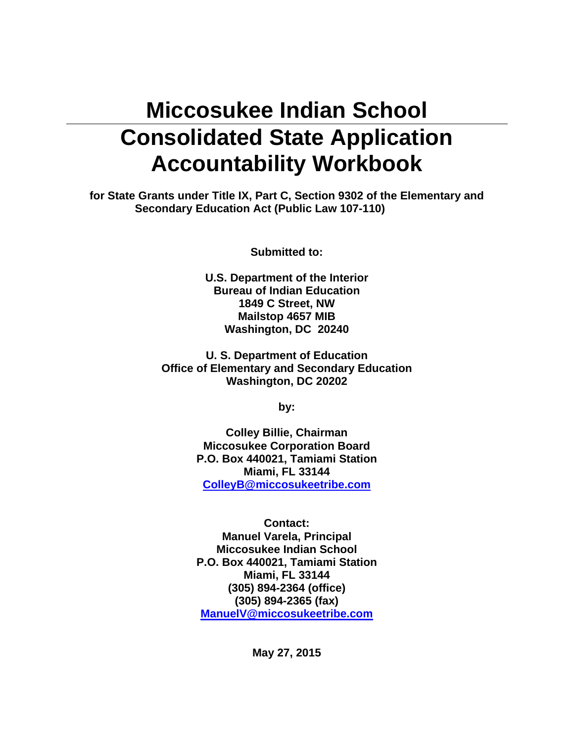# Miccosukee Indian School

# Consolidated State Application Accountability Workbook

**for State Grants under Title IX, Part C, Section 9302 of the Elementary and Secondary Education Act (Public Law 107-110)**

**Submitted to:**

**U.S. Department of the Interior**
**Bureau of Indian Education**
**1849 C Street, NW**
**Mailstop 4657 MIB**
**Washington, DC 20240**

**U. S. Department of Education**
**Office of Elementary and Secondary Education**
**Washington, DC 20202**

**by:**

**Colley Billie, Chairman**
**Miccosukee Corporation Board**
**P.O. Box 440021, Tamiami Station**
**Miami, FL 33144**
**ColleyB@miccosukeetribe.com**

**Contact:**
**Manuel Varela, Principal**
**Miccosukee Indian School**
**P.O. Box 440021, Tamiami Station**
**Miami, FL 33144**
**(305) 894-2364 (office)**
**(305) 894-2365 (fax)**
**ManuelV@miccosukeetribe.com**

**May 27, 2015**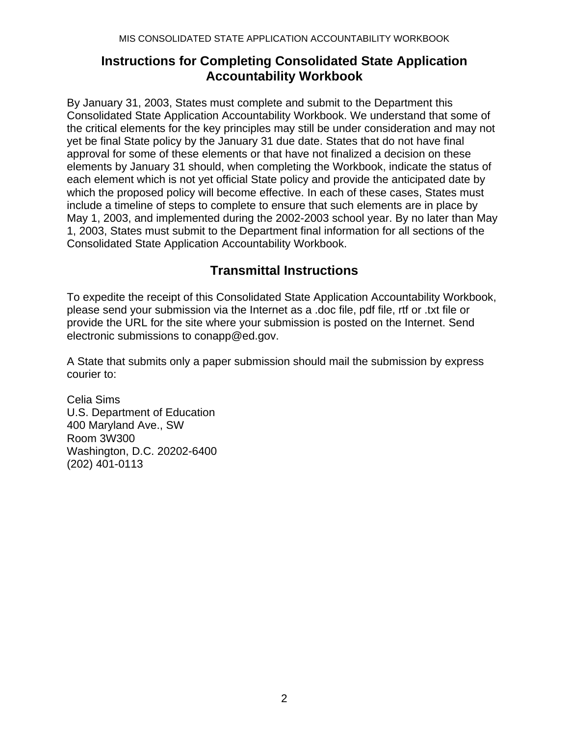## Instructions for Completing Consolidated State Application Accountability Workbook

By January 31, 2003, States must complete and submit to the Department this Consolidated State Application Accountability Workbook. We understand that some of the critical elements for the key principles may still be under consideration and may not yet be final State policy by the January 31 due date. States that do not have final approval for some of these elements or that have not finalized a decision on these elements by January 31 should, when completing the Workbook, indicate the status of each element which is not yet official State policy and provide the anticipated date by which the proposed policy will become effective. In each of these cases, States must include a timeline of steps to complete to ensure that such elements are in place by May 1, 2003, and implemented during the 2002-2003 school year. By no later than May 1, 2003, States must submit to the Department final information for all sections of the Consolidated State Application Accountability Workbook.

## Transmittal Instructions

To expedite the receipt of this Consolidated State Application Accountability Workbook, please send your submission via the Internet as a .doc file, pdf file, rtf or .txt file or provide the URL for the site where your submission is posted on the Internet. Send electronic submissions to conapp@ed.gov.

A State that submits only a paper submission should mail the submission by express courier to:

Celia Sims
U.S. Department of Education
400 Maryland Ave., SW
Room 3W300
Washington, D.C. 20202-6400
(202) 401-0113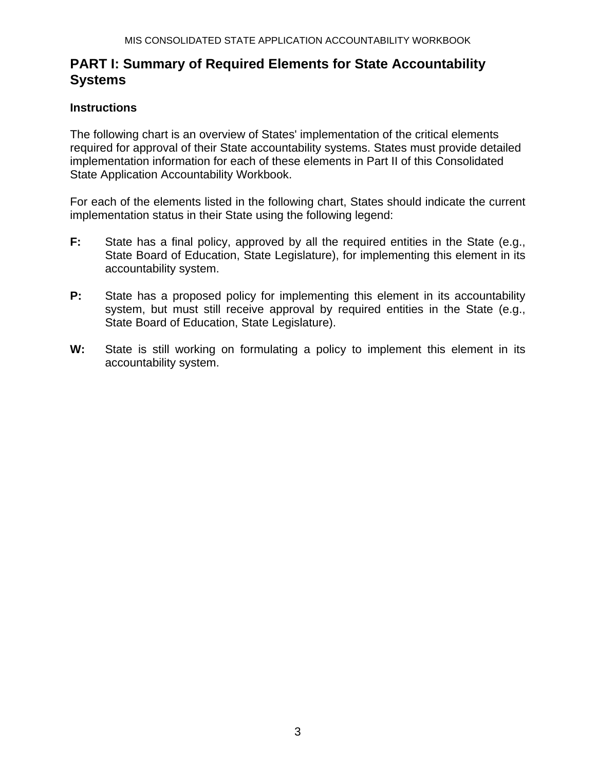# PART I: Summary of Required Elements for State Accountability Systems

**Instructions**

The following chart is an overview of States' implementation of the critical elements required for approval of their State accountability systems. States must provide detailed implementation information for each of these elements in Part II of this Consolidated State Application Accountability Workbook.

For each of the elements listed in the following chart, States should indicate the current implementation status in their State using the following legend:

**F:** State has a final policy, approved by all the required entities in the State (e.g., State Board of Education, State Legislature), for implementing this element in its accountability system.

**P:** State has a proposed policy for implementing this element in its accountability system, but must still receive approval by required entities in the State (e.g., State Board of Education, State Legislature).

**W:** State is still working on formulating a policy to implement this element in its accountability system.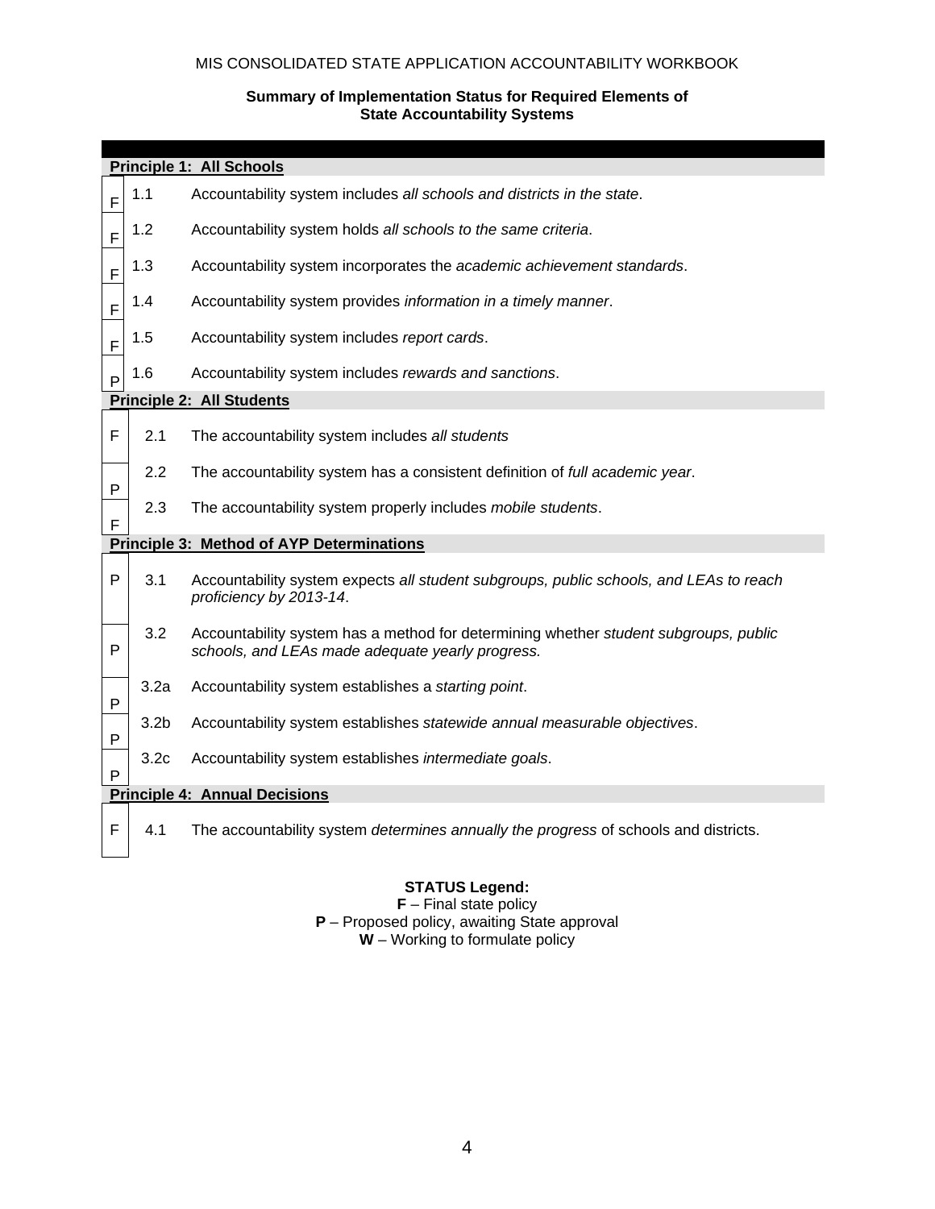MIS CONSOLIDATED STATE APPLICATION ACCOUNTABILITY WORKBOOK

**Summary of Implementation Status for Required Elements of State Accountability Systems**

| Status | Element | Description |
|---|---|---|
| | | **Principle 1: All Schools** |
| F | 1.1 | Accountability system includes *all schools and districts in the state*. |
| F | 1.2 | Accountability system holds *all schools to the same criteria*. |
| F | 1.3 | Accountability system incorporates the *academic achievement standards*. |
| F | 1.4 | Accountability system provides *information in a timely manner*. |
| F | 1.5 | Accountability system includes *report cards*. |
| P | 1.6 | Accountability system includes *rewards and sanctions*. |
| | | **Principle 2: All Students** |
| F | 2.1 | The accountability system includes *all students* |
| P | 2.2 | The accountability system has a consistent definition of *full academic year*. |
| F | 2.3 | The accountability system properly includes *mobile students*. |
| | | **Principle 3: Method of AYP Determinations** |
| P | 3.1 | Accountability system expects *all student subgroups, public schools, and LEAs to reach proficiency by 2013-14*. |
| P | 3.2 | Accountability system has a method for determining whether *student subgroups, public schools, and LEAs made adequate yearly progress.* |
| P | 3.2a | Accountability system establishes a *starting point*. |
| P | 3.2b | Accountability system establishes *statewide annual measurable objectives*. |
| P | 3.2c | Accountability system establishes *intermediate goals*. |
| | | **Principle 4: Annual Decisions** |
| F | 4.1 | The accountability system *determines annually the progress* of schools and districts. |

**STATUS Legend:**
**F** – Final state policy
**P** – Proposed policy, awaiting State approval
**W** – Working to formulate policy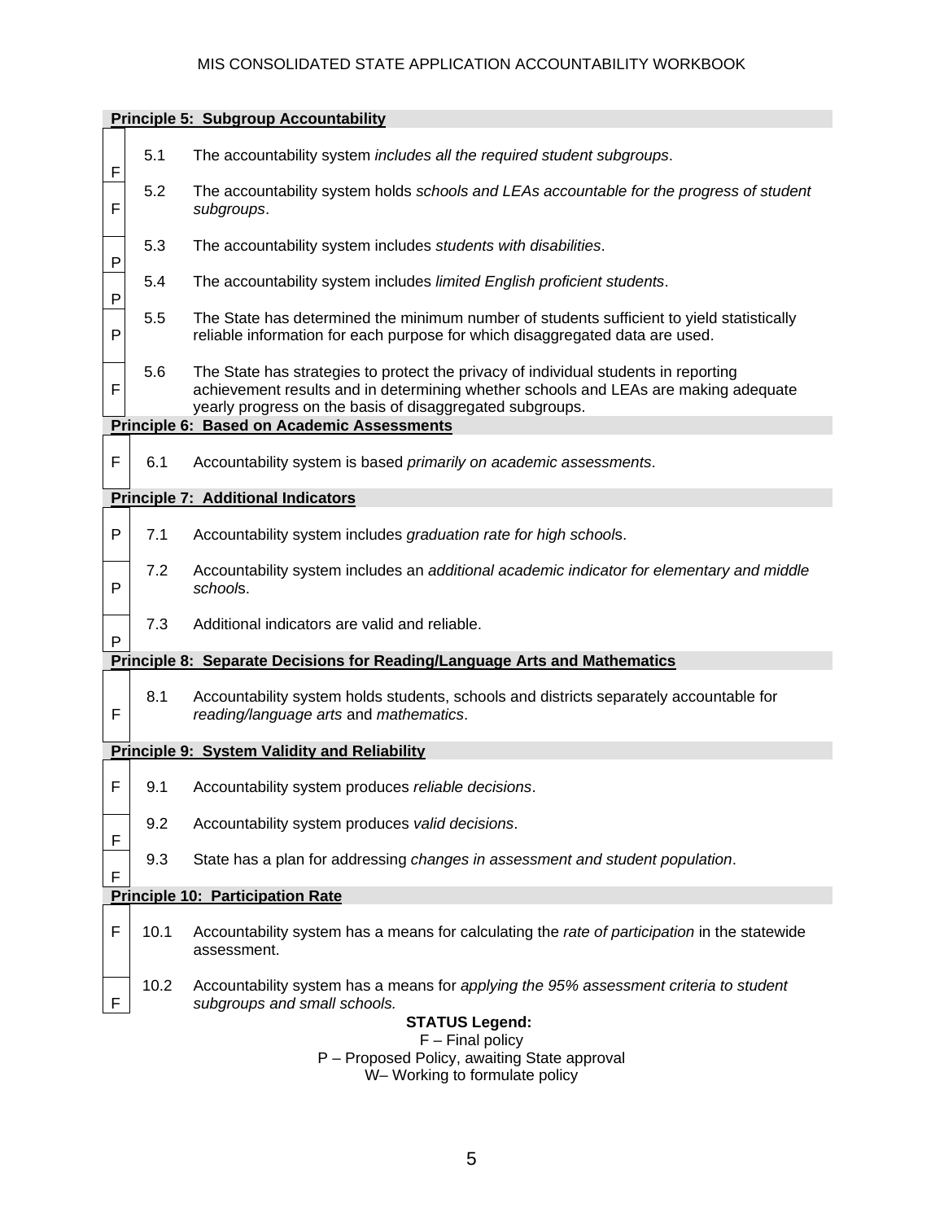| Status | | Principle 5: Subgroup Accountability |
|---|---|---|
| F | 5.1 | The accountability system *includes all the required student subgroups*. |
| F | 5.2 | The accountability system holds *schools and LEAs accountable for the progress of student subgroups*. |
| P | 5.3 | The accountability system includes *students with disabilities*. |
| P | 5.4 | The accountability system includes *limited English proficient students*. |
| P | 5.5 | The State has determined the minimum number of students sufficient to yield statistically reliable information for each purpose for which disaggregated data are used. |
| F | 5.6 | The State has strategies to protect the privacy of individual students in reporting achievement results and in determining whether schools and LEAs are making adequate yearly progress on the basis of disaggregated subgroups. |

| Status | | Principle 6: Based on Academic Assessments |
|---|---|---|
| F | 6.1 | Accountability system is based *primarily on academic assessments*. |

| Status | | Principle 7: Additional Indicators |
|---|---|---|
| P | 7.1 | Accountability system includes *graduation rate for high schools*. |
| P | 7.2 | Accountability system includes an *additional academic indicator for elementary and middle schools*. |
| P | 7.3 | Additional indicators are valid and reliable. |

| Status | | Principle 8: Separate Decisions for Reading/Language Arts and Mathematics |
|---|---|---|
| F | 8.1 | Accountability system holds students, schools and districts separately accountable for *reading/language arts* and *mathematics*. |

| Status | | Principle 9: System Validity and Reliability |
|---|---|---|
| F | 9.1 | Accountability system produces *reliable decisions*. |
| F | 9.2 | Accountability system produces *valid decisions*. |
| F | 9.3 | State has a plan for addressing *changes in assessment and student population*. |

| Status | | Principle 10: Participation Rate |
|---|---|---|
| F | 10.1 | Accountability system has a means for calculating the *rate of participation* in the statewide assessment. |
| F | 10.2 | Accountability system has a means for *applying the 95% assessment criteria to student subgroups and small schools.* |

**STATUS Legend:**

F – Final policy

P – Proposed Policy, awaiting State approval

W– Working to formulate policy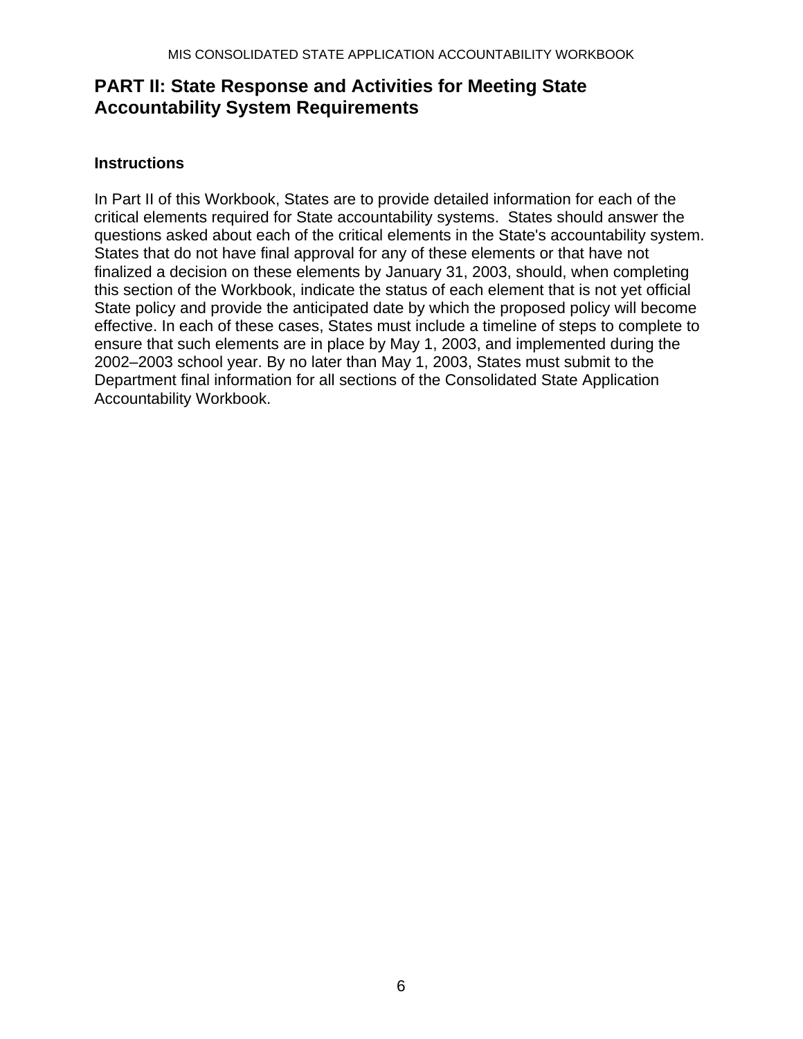# PART II: State Response and Activities for Meeting State Accountability System Requirements

**Instructions**

In Part II of this Workbook, States are to provide detailed information for each of the critical elements required for State accountability systems. States should answer the questions asked about each of the critical elements in the State's accountability system. States that do not have final approval for any of these elements or that have not finalized a decision on these elements by January 31, 2003, should, when completing this section of the Workbook, indicate the status of each element that is not yet official State policy and provide the anticipated date by which the proposed policy will become effective. In each of these cases, States must include a timeline of steps to complete to ensure that such elements are in place by May 1, 2003, and implemented during the 2002–2003 school year. By no later than May 1, 2003, States must submit to the Department final information for all sections of the Consolidated State Application Accountability Workbook.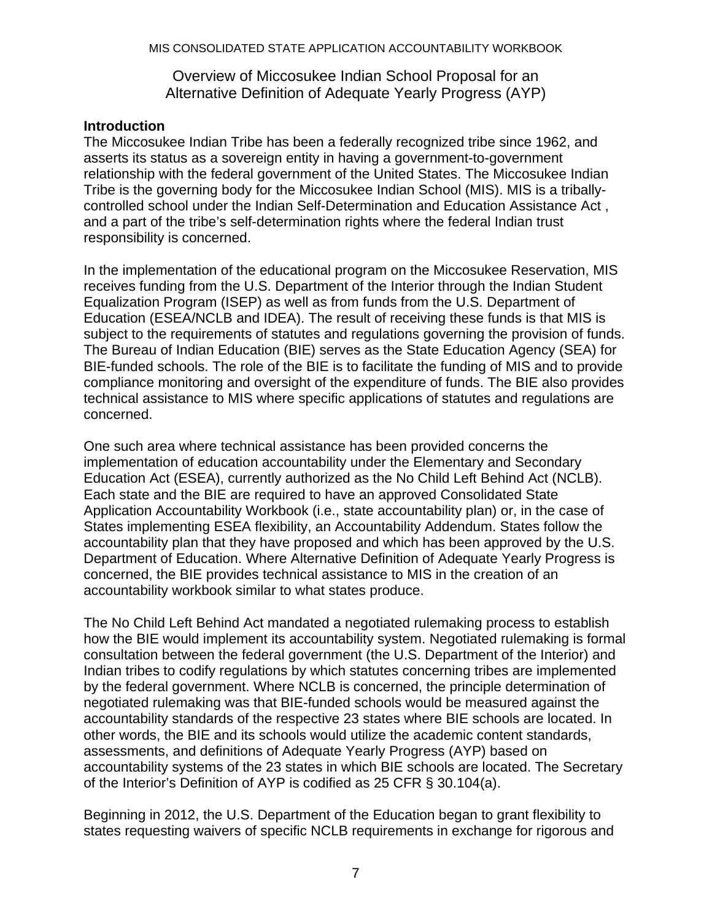## Overview of Miccosukee Indian School Proposal for an Alternative Definition of Adequate Yearly Progress (AYP)

**Introduction**

The Miccosukee Indian Tribe has been a federally recognized tribe since 1962, and asserts its status as a sovereign entity in having a government-to-government relationship with the federal government of the United States. The Miccosukee Indian Tribe is the governing body for the Miccosukee Indian School (MIS). MIS is a tribally-controlled school under the Indian Self-Determination and Education Assistance Act , and a part of the tribe's self-determination rights where the federal Indian trust responsibility is concerned.

In the implementation of the educational program on the Miccosukee Reservation, MIS receives funding from the U.S. Department of the Interior through the Indian Student Equalization Program (ISEP) as well as from funds from the U.S. Department of Education (ESEA/NCLB and IDEA). The result of receiving these funds is that MIS is subject to the requirements of statutes and regulations governing the provision of funds. The Bureau of Indian Education (BIE) serves as the State Education Agency (SEA) for BIE-funded schools. The role of the BIE is to facilitate the funding of MIS and to provide compliance monitoring and oversight of the expenditure of funds. The BIE also provides technical assistance to MIS where specific applications of statutes and regulations are concerned.

One such area where technical assistance has been provided concerns the implementation of education accountability under the Elementary and Secondary Education Act (ESEA), currently authorized as the No Child Left Behind Act (NCLB). Each state and the BIE are required to have an approved Consolidated State Application Accountability Workbook (i.e., state accountability plan) or, in the case of States implementing ESEA flexibility, an Accountability Addendum. States follow the accountability plan that they have proposed and which has been approved by the U.S. Department of Education. Where Alternative Definition of Adequate Yearly Progress is concerned, the BIE provides technical assistance to MIS in the creation of an accountability workbook similar to what states produce.

The No Child Left Behind Act mandated a negotiated rulemaking process to establish how the BIE would implement its accountability system. Negotiated rulemaking is formal consultation between the federal government (the U.S. Department of the Interior) and Indian tribes to codify regulations by which statutes concerning tribes are implemented by the federal government. Where NCLB is concerned, the principle determination of negotiated rulemaking was that BIE-funded schools would be measured against the accountability standards of the respective 23 states where BIE schools are located. In other words, the BIE and its schools would utilize the academic content standards, assessments, and definitions of Adequate Yearly Progress (AYP) based on accountability systems of the 23 states in which BIE schools are located. The Secretary of the Interior's Definition of AYP is codified as 25 CFR § 30.104(a).

Beginning in 2012, the U.S. Department of the Education began to grant flexibility to states requesting waivers of specific NCLB requirements in exchange for rigorous and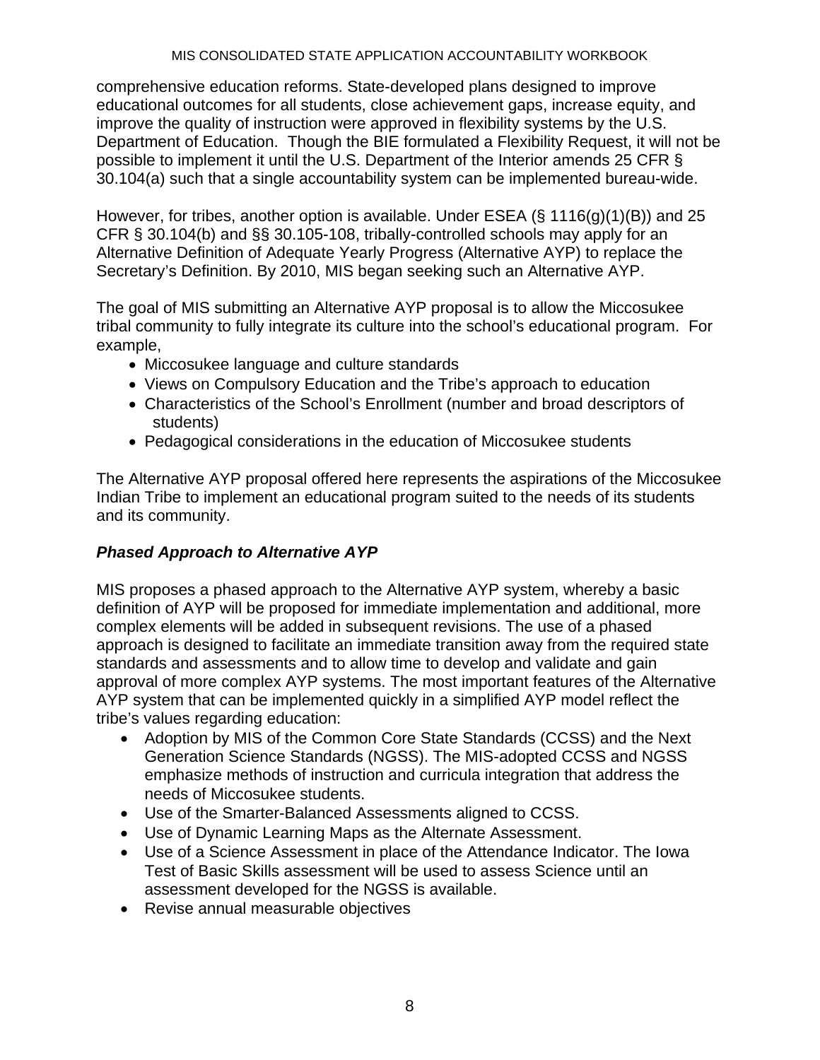comprehensive education reforms. State-developed plans designed to improve educational outcomes for all students, close achievement gaps, increase equity, and improve the quality of instruction were approved in flexibility systems by the U.S. Department of Education. Though the BIE formulated a Flexibility Request, it will not be possible to implement it until the U.S. Department of the Interior amends 25 CFR § 30.104(a) such that a single accountability system can be implemented bureau-wide.

However, for tribes, another option is available. Under ESEA (§ 1116(g)(1)(B)) and 25 CFR § 30.104(b) and §§ 30.105-108, tribally-controlled schools may apply for an Alternative Definition of Adequate Yearly Progress (Alternative AYP) to replace the Secretary's Definition. By 2010, MIS began seeking such an Alternative AYP.

The goal of MIS submitting an Alternative AYP proposal is to allow the Miccosukee tribal community to fully integrate its culture into the school's educational program. For example,

- Miccosukee language and culture standards
- Views on Compulsory Education and the Tribe's approach to education
- Characteristics of the School's Enrollment (number and broad descriptors of students)
- Pedagogical considerations in the education of Miccosukee students

The Alternative AYP proposal offered here represents the aspirations of the Miccosukee Indian Tribe to implement an educational program suited to the needs of its students and its community.

### ***Phased Approach to Alternative AYP***

MIS proposes a phased approach to the Alternative AYP system, whereby a basic definition of AYP will be proposed for immediate implementation and additional, more complex elements will be added in subsequent revisions. The use of a phased approach is designed to facilitate an immediate transition away from the required state standards and assessments and to allow time to develop and validate and gain approval of more complex AYP systems. The most important features of the Alternative AYP system that can be implemented quickly in a simplified AYP model reflect the tribe's values regarding education:

- Adoption by MIS of the Common Core State Standards (CCSS) and the Next Generation Science Standards (NGSS). The MIS-adopted CCSS and NGSS emphasize methods of instruction and curricula integration that address the needs of Miccosukee students.
- Use of the Smarter-Balanced Assessments aligned to CCSS.
- Use of Dynamic Learning Maps as the Alternate Assessment.
- Use of a Science Assessment in place of the Attendance Indicator. The Iowa Test of Basic Skills assessment will be used to assess Science until an assessment developed for the NGSS is available.
- Revise annual measurable objectives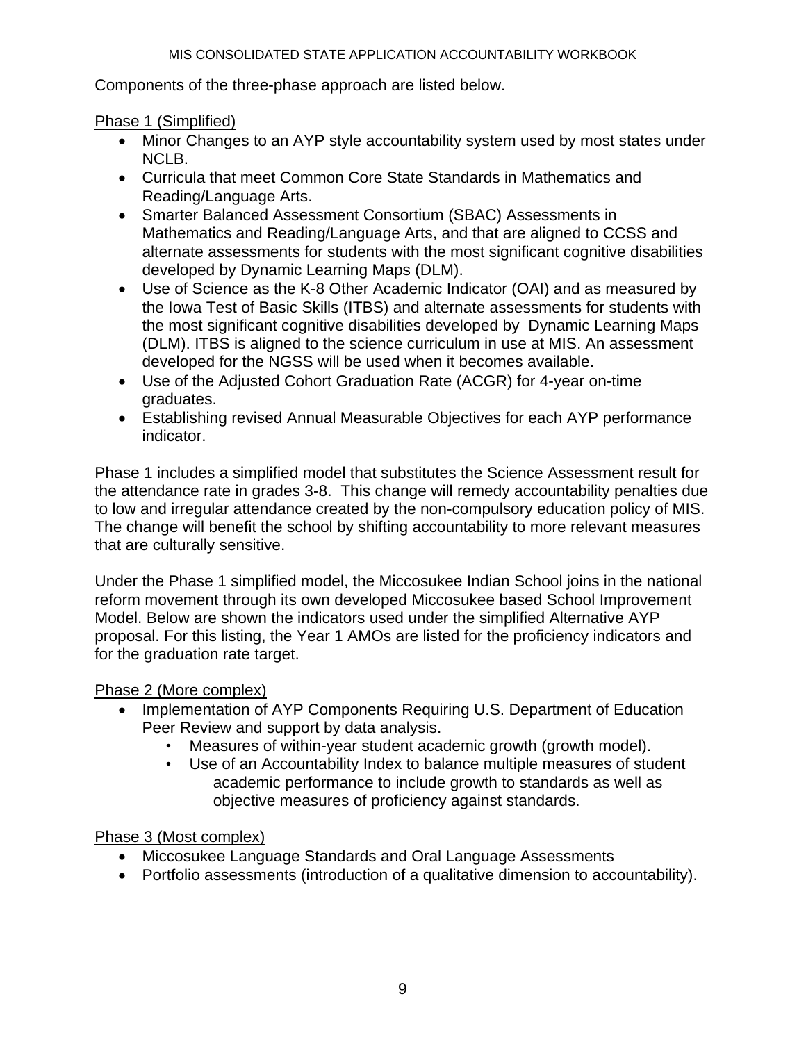Components of the three-phase approach are listed below.

Phase 1 (Simplified)

- Minor Changes to an AYP style accountability system used by most states under NCLB.
- Curricula that meet Common Core State Standards in Mathematics and Reading/Language Arts.
- Smarter Balanced Assessment Consortium (SBAC) Assessments in Mathematics and Reading/Language Arts, and that are aligned to CCSS and alternate assessments for students with the most significant cognitive disabilities developed by Dynamic Learning Maps (DLM).
- Use of Science as the K-8 Other Academic Indicator (OAI) and as measured by the Iowa Test of Basic Skills (ITBS) and alternate assessments for students with the most significant cognitive disabilities developed by Dynamic Learning Maps (DLM). ITBS is aligned to the science curriculum in use at MIS. An assessment developed for the NGSS will be used when it becomes available.
- Use of the Adjusted Cohort Graduation Rate (ACGR) for 4-year on-time graduates.
- Establishing revised Annual Measurable Objectives for each AYP performance indicator.

Phase 1 includes a simplified model that substitutes the Science Assessment result for the attendance rate in grades 3-8. This change will remedy accountability penalties due to low and irregular attendance created by the non-compulsory education policy of MIS. The change will benefit the school by shifting accountability to more relevant measures that are culturally sensitive.

Under the Phase 1 simplified model, the Miccosukee Indian School joins in the national reform movement through its own developed Miccosukee based School Improvement Model. Below are shown the indicators used under the simplified Alternative AYP proposal. For this listing, the Year 1 AMOs are listed for the proficiency indicators and for the graduation rate target.

Phase 2 (More complex)

- Implementation of AYP Components Requiring U.S. Department of Education Peer Review and support by data analysis.
  - Measures of within-year student academic growth (growth model).
  - Use of an Accountability Index to balance multiple measures of student academic performance to include growth to standards as well as objective measures of proficiency against standards.

Phase 3 (Most complex)

- Miccosukee Language Standards and Oral Language Assessments
- Portfolio assessments (introduction of a qualitative dimension to accountability).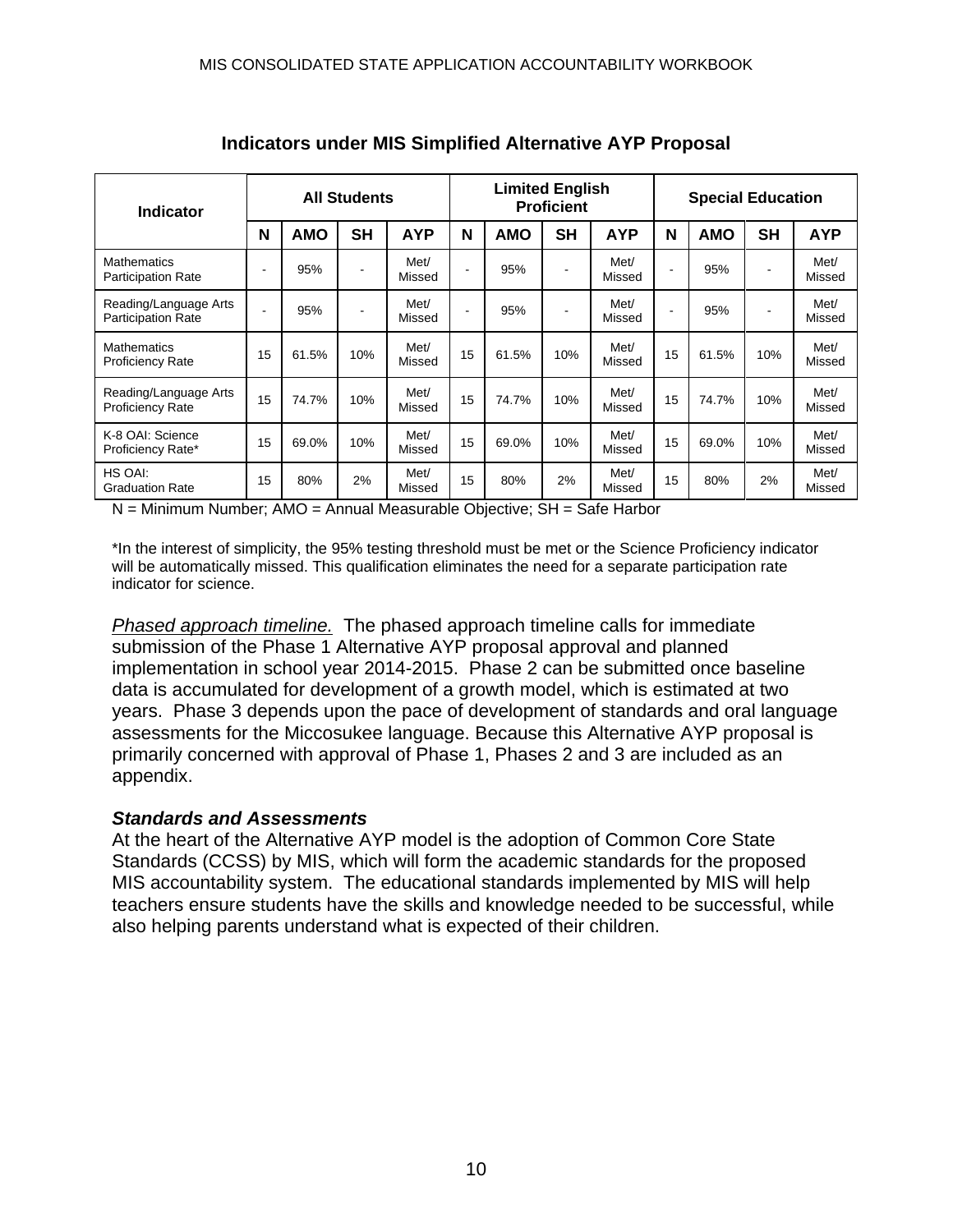## Indicators under MIS Simplified Alternative AYP Proposal

| Indicator | All Students | | | | Limited English Proficient | | | | Special Education | | | |
|---|---|---|---|---|---|---|---|---|---|---|---|---|
| | N | AMO | SH | AYP | N | AMO | SH | AYP | N | AMO | SH | AYP |
| Mathematics Participation Rate | - | 95% | - | Met/ Missed | - | 95% | - | Met/ Missed | - | 95% | - | Met/ Missed |
| Reading/Language Arts Participation Rate | - | 95% | - | Met/ Missed | - | 95% | - | Met/ Missed | - | 95% | - | Met/ Missed |
| Mathematics Proficiency Rate | 15 | 61.5% | 10% | Met/ Missed | 15 | 61.5% | 10% | Met/ Missed | 15 | 61.5% | 10% | Met/ Missed |
| Reading/Language Arts Proficiency Rate | 15 | 74.7% | 10% | Met/ Missed | 15 | 74.7% | 10% | Met/ Missed | 15 | 74.7% | 10% | Met/ Missed |
| K-8 OAI: Science Proficiency Rate* | 15 | 69.0% | 10% | Met/ Missed | 15 | 69.0% | 10% | Met/ Missed | 15 | 69.0% | 10% | Met/ Missed |
| HS OAI: Graduation Rate | 15 | 80% | 2% | Met/ Missed | 15 | 80% | 2% | Met/ Missed | 15 | 80% | 2% | Met/ Missed |

N = Minimum Number; AMO = Annual Measurable Objective; SH = Safe Harbor

*In the interest of simplicity, the 95% testing threshold must be met or the Science Proficiency indicator will be automatically missed. This qualification eliminates the need for a separate participation rate indicator for science.

*Phased approach timeline.* The phased approach timeline calls for immediate submission of the Phase 1 Alternative AYP proposal approval and planned implementation in school year 2014-2015. Phase 2 can be submitted once baseline data is accumulated for development of a growth model, which is estimated at two years. Phase 3 depends upon the pace of development of standards and oral language assessments for the Miccosukee language. Because this Alternative AYP proposal is primarily concerned with approval of Phase 1, Phases 2 and 3 are included as an appendix.

### *Standards and Assessments*

At the heart of the Alternative AYP model is the adoption of Common Core State Standards (CCSS) by MIS, which will form the academic standards for the proposed MIS accountability system. The educational standards implemented by MIS will help teachers ensure students have the skills and knowledge needed to be successful, while also helping parents understand what is expected of their children.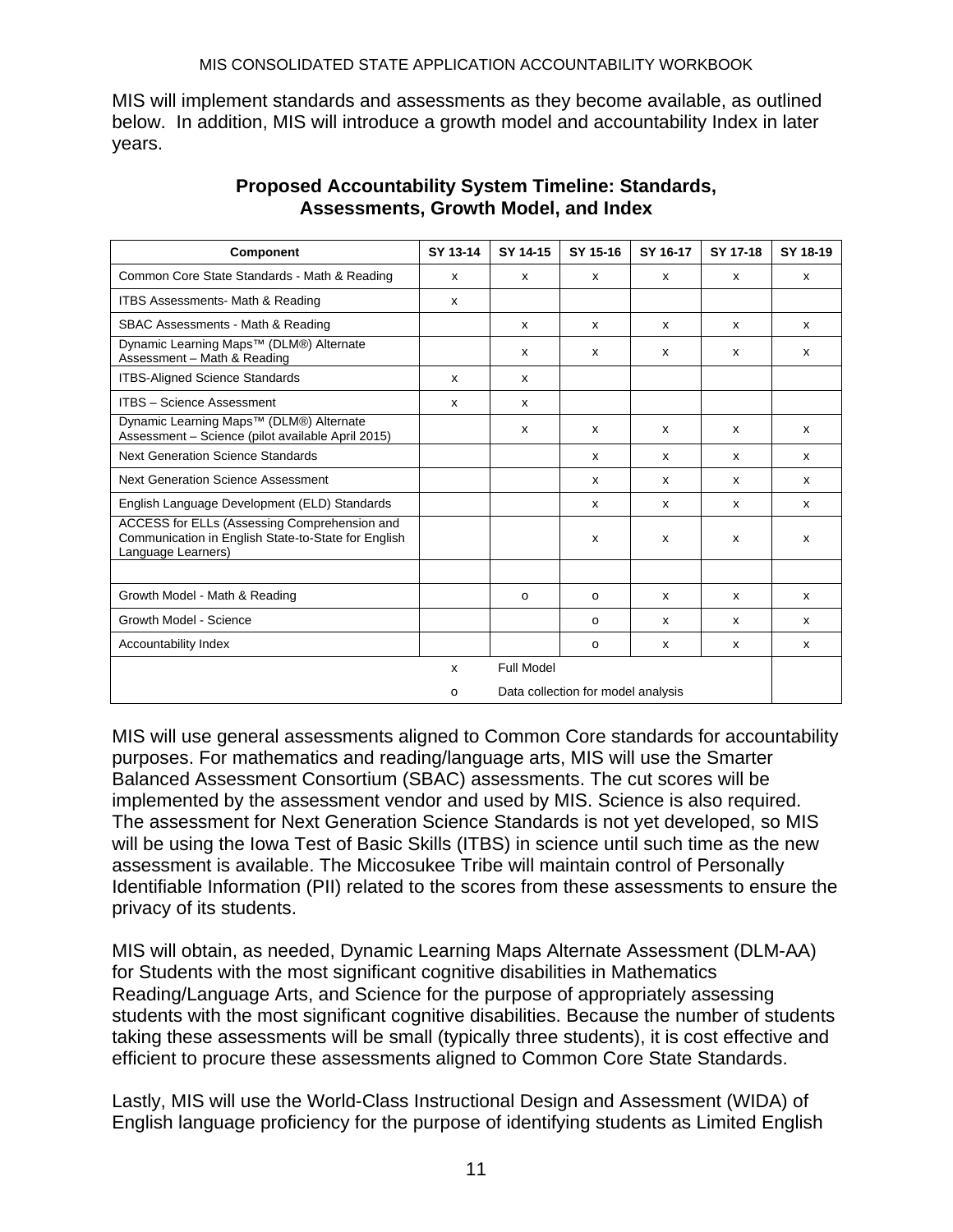MIS will implement standards and assessments as they become available, as outlined below. In addition, MIS will introduce a growth model and accountability Index in later years.

**Proposed Accountability System Timeline: Standards, Assessments, Growth Model, and Index**

| Component | SY 13-14 | SY 14-15 | SY 15-16 | SY 16-17 | SY 17-18 | SY 18-19 |
|---|---|---|---|---|---|---|
| Common Core State Standards - Math & Reading | x | x | x | x | x | x |
| ITBS Assessments- Math & Reading | x | | | | | |
| SBAC Assessments - Math & Reading | | x | x | x | x | x |
| Dynamic Learning Maps™ (DLM®) Alternate Assessment – Math & Reading | | x | x | x | x | x |
| ITBS-Aligned Science Standards | x | x | | | | |
| ITBS – Science Assessment | x | x | | | | |
| Dynamic Learning Maps™ (DLM®) Alternate Assessment – Science (pilot available April 2015) | | x | x | x | x | x |
| Next Generation Science Standards | | | x | x | x | x |
| Next Generation Science Assessment | | | x | x | x | x |
| English Language Development (ELD) Standards | | | x | x | x | x |
| ACCESS for ELLs (Assessing Comprehension and Communication in English State-to-State for English Language Learners) | | | x | x | x | x |
| | | | | | | |
| Growth Model - Math & Reading | | o | o | x | x | x |
| Growth Model - Science | | | o | x | x | x |
| Accountability Index | | | o | x | x | x |
| | x | Full Model | | | | |
| | o | Data collection for model analysis | | | | |

MIS will use general assessments aligned to Common Core standards for accountability purposes. For mathematics and reading/language arts, MIS will use the Smarter Balanced Assessment Consortium (SBAC) assessments. The cut scores will be implemented by the assessment vendor and used by MIS. Science is also required. The assessment for Next Generation Science Standards is not yet developed, so MIS will be using the Iowa Test of Basic Skills (ITBS) in science until such time as the new assessment is available. The Miccosukee Tribe will maintain control of Personally Identifiable Information (PII) related to the scores from these assessments to ensure the privacy of its students.

MIS will obtain, as needed, Dynamic Learning Maps Alternate Assessment (DLM-AA) for Students with the most significant cognitive disabilities in Mathematics Reading/Language Arts, and Science for the purpose of appropriately assessing students with the most significant cognitive disabilities. Because the number of students taking these assessments will be small (typically three students), it is cost effective and efficient to procure these assessments aligned to Common Core State Standards.

Lastly, MIS will use the World-Class Instructional Design and Assessment (WIDA) of English language proficiency for the purpose of identifying students as Limited English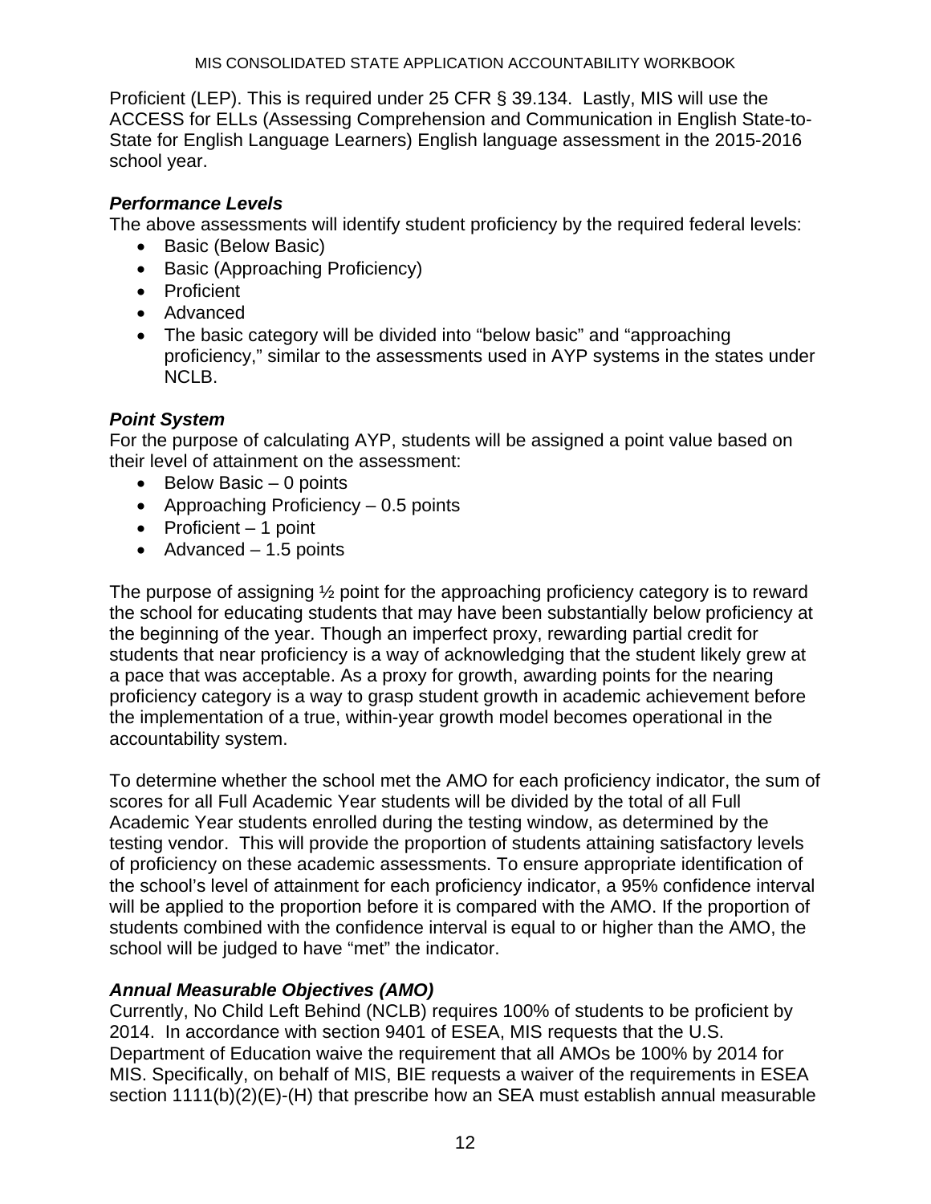Proficient (LEP). This is required under 25 CFR § 39.134. Lastly, MIS will use the ACCESS for ELLs (Assessing Comprehension and Communication in English State-to-State for English Language Learners) English language assessment in the 2015-2016 school year.

### *Performance Levels*

The above assessments will identify student proficiency by the required federal levels:

- Basic (Below Basic)
- Basic (Approaching Proficiency)
- Proficient
- Advanced
- The basic category will be divided into "below basic" and "approaching proficiency," similar to the assessments used in AYP systems in the states under NCLB.

### *Point System*

For the purpose of calculating AYP, students will be assigned a point value based on their level of attainment on the assessment:

- Below Basic – 0 points
- Approaching Proficiency – 0.5 points
- Proficient – 1 point
- Advanced – 1.5 points

The purpose of assigning ½ point for the approaching proficiency category is to reward the school for educating students that may have been substantially below proficiency at the beginning of the year. Though an imperfect proxy, rewarding partial credit for students that near proficiency is a way of acknowledging that the student likely grew at a pace that was acceptable. As a proxy for growth, awarding points for the nearing proficiency category is a way to grasp student growth in academic achievement before the implementation of a true, within-year growth model becomes operational in the accountability system.

To determine whether the school met the AMO for each proficiency indicator, the sum of scores for all Full Academic Year students will be divided by the total of all Full Academic Year students enrolled during the testing window, as determined by the testing vendor. This will provide the proportion of students attaining satisfactory levels of proficiency on these academic assessments. To ensure appropriate identification of the school's level of attainment for each proficiency indicator, a 95% confidence interval will be applied to the proportion before it is compared with the AMO. If the proportion of students combined with the confidence interval is equal to or higher than the AMO, the school will be judged to have "met" the indicator.

### *Annual Measurable Objectives (AMO)*

Currently, No Child Left Behind (NCLB) requires 100% of students to be proficient by 2014. In accordance with section 9401 of ESEA, MIS requests that the U.S. Department of Education waive the requirement that all AMOs be 100% by 2014 for MIS. Specifically, on behalf of MIS, BIE requests a waiver of the requirements in ESEA section 1111(b)(2)(E)-(H) that prescribe how an SEA must establish annual measurable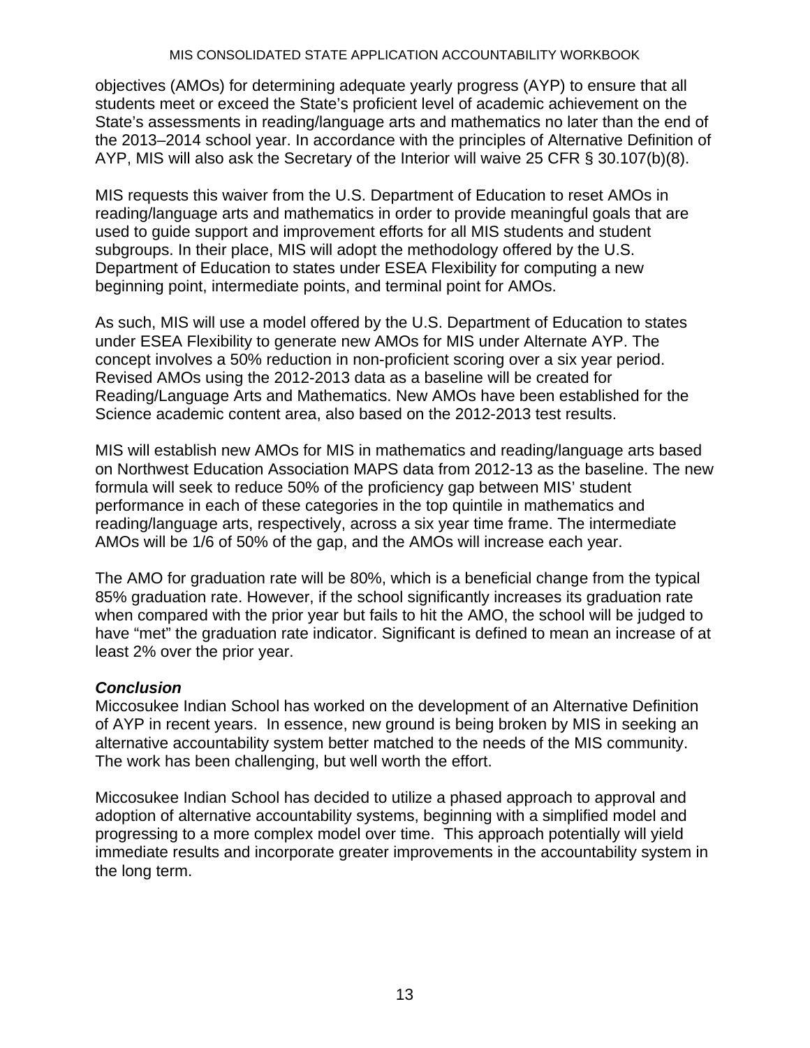objectives (AMOs) for determining adequate yearly progress (AYP) to ensure that all students meet or exceed the State's proficient level of academic achievement on the State's assessments in reading/language arts and mathematics no later than the end of the 2013–2014 school year. In accordance with the principles of Alternative Definition of AYP, MIS will also ask the Secretary of the Interior will waive 25 CFR § 30.107(b)(8).

MIS requests this waiver from the U.S. Department of Education to reset AMOs in reading/language arts and mathematics in order to provide meaningful goals that are used to guide support and improvement efforts for all MIS students and student subgroups. In their place, MIS will adopt the methodology offered by the U.S. Department of Education to states under ESEA Flexibility for computing a new beginning point, intermediate points, and terminal point for AMOs.

As such, MIS will use a model offered by the U.S. Department of Education to states under ESEA Flexibility to generate new AMOs for MIS under Alternate AYP. The concept involves a 50% reduction in non-proficient scoring over a six year period. Revised AMOs using the 2012-2013 data as a baseline will be created for Reading/Language Arts and Mathematics. New AMOs have been established for the Science academic content area, also based on the 2012-2013 test results.

MIS will establish new AMOs for MIS in mathematics and reading/language arts based on Northwest Education Association MAPS data from 2012-13 as the baseline. The new formula will seek to reduce 50% of the proficiency gap between MIS' student performance in each of these categories in the top quintile in mathematics and reading/language arts, respectively, across a six year time frame. The intermediate AMOs will be 1/6 of 50% of the gap, and the AMOs will increase each year.

The AMO for graduation rate will be 80%, which is a beneficial change from the typical 85% graduation rate. However, if the school significantly increases its graduation rate when compared with the prior year but fails to hit the AMO, the school will be judged to have "met" the graduation rate indicator. Significant is defined to mean an increase of at least 2% over the prior year.

***Conclusion***

Miccosukee Indian School has worked on the development of an Alternative Definition of AYP in recent years. In essence, new ground is being broken by MIS in seeking an alternative accountability system better matched to the needs of the MIS community. The work has been challenging, but well worth the effort.

Miccosukee Indian School has decided to utilize a phased approach to approval and adoption of alternative accountability systems, beginning with a simplified model and progressing to a more complex model over time. This approach potentially will yield immediate results and incorporate greater improvements in the accountability system in the long term.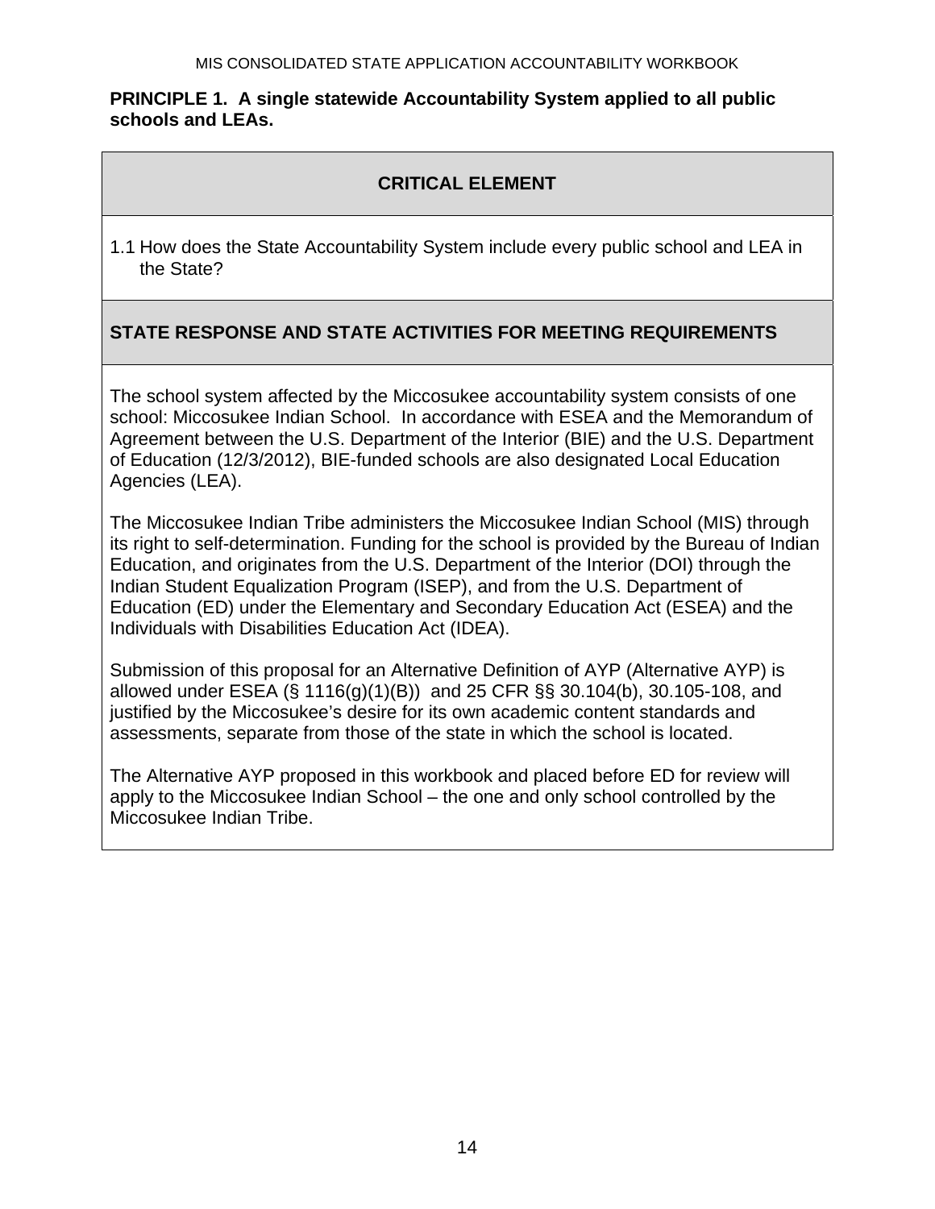**PRINCIPLE 1. A single statewide Accountability System applied to all public schools and LEAs.**

| CRITICAL ELEMENT |
|---|
| 1.1 How does the State Accountability System include every public school and LEA in the State? |
| **STATE RESPONSE AND STATE ACTIVITIES FOR MEETING REQUIREMENTS** |
| The school system affected by the Miccosukee accountability system consists of one school: Miccosukee Indian School. In accordance with ESEA and the Memorandum of Agreement between the U.S. Department of the Interior (BIE) and the U.S. Department of Education (12/3/2012), BIE-funded schools are also designated Local Education Agencies (LEA).<br><br>The Miccosukee Indian Tribe administers the Miccosukee Indian School (MIS) through its right to self-determination. Funding for the school is provided by the Bureau of Indian Education, and originates from the U.S. Department of the Interior (DOI) through the Indian Student Equalization Program (ISEP), and from the U.S. Department of Education (ED) under the Elementary and Secondary Education Act (ESEA) and the Individuals with Disabilities Education Act (IDEA).<br><br>Submission of this proposal for an Alternative Definition of AYP (Alternative AYP) is allowed under ESEA (§ 1116(g)(1)(B)) and 25 CFR §§ 30.104(b), 30.105-108, and justified by the Miccosukee's desire for its own academic content standards and assessments, separate from those of the state in which the school is located.<br><br>The Alternative AYP proposed in this workbook and placed before ED for review will apply to the Miccosukee Indian School – the one and only school controlled by the Miccosukee Indian Tribe. |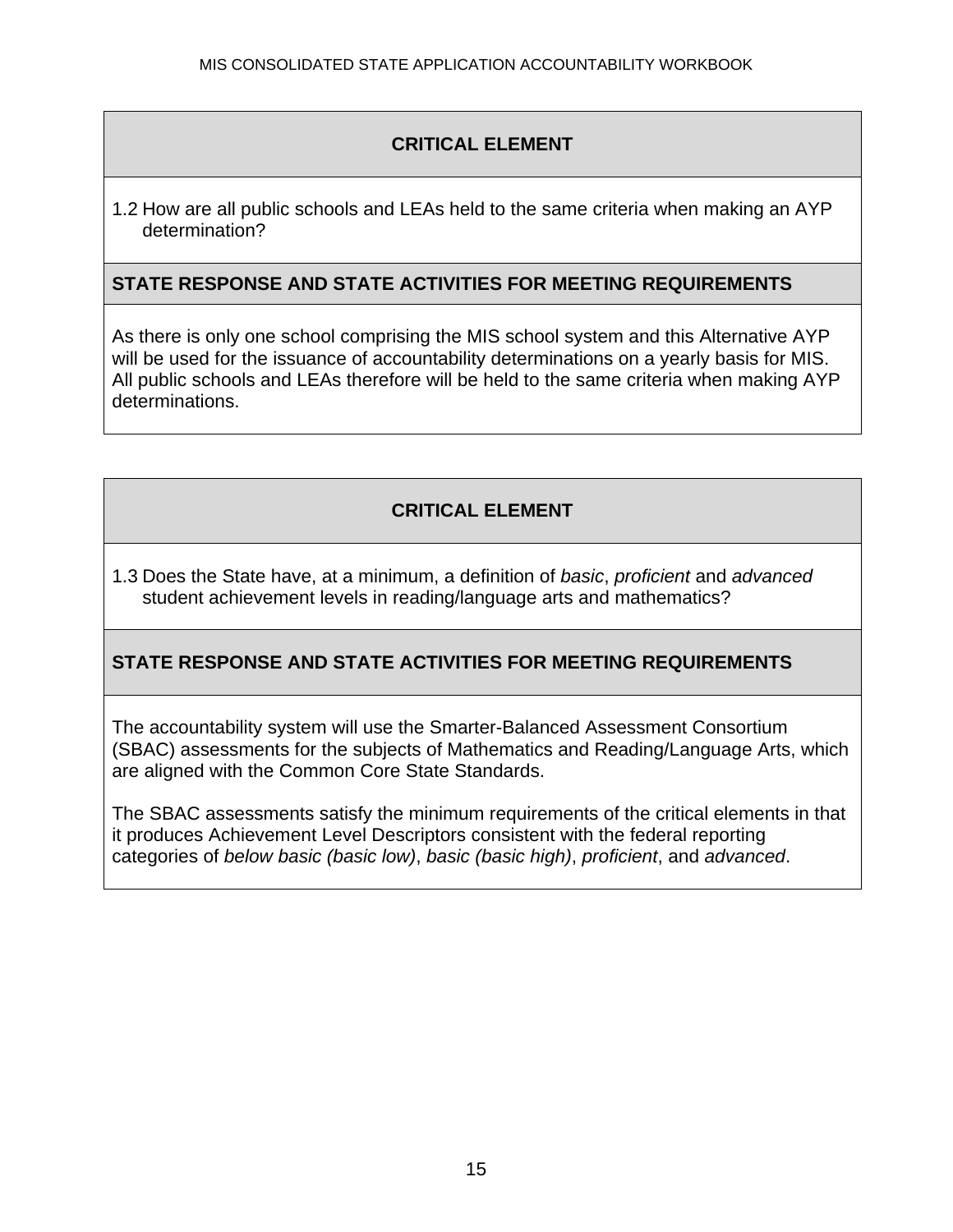**CRITICAL ELEMENT**

1.2 How are all public schools and LEAs held to the same criteria when making an AYP determination?

**STATE RESPONSE AND STATE ACTIVITIES FOR MEETING REQUIREMENTS**

As there is only one school comprising the MIS school system and this Alternative AYP will be used for the issuance of accountability determinations on a yearly basis for MIS. All public schools and LEAs therefore will be held to the same criteria when making AYP determinations.

**CRITICAL ELEMENT**

1.3 Does the State have, at a minimum, a definition of *basic*, *proficient* and *advanced* student achievement levels in reading/language arts and mathematics?

**STATE RESPONSE AND STATE ACTIVITIES FOR MEETING REQUIREMENTS**

The accountability system will use the Smarter-Balanced Assessment Consortium (SBAC) assessments for the subjects of Mathematics and Reading/Language Arts, which are aligned with the Common Core State Standards.

The SBAC assessments satisfy the minimum requirements of the critical elements in that it produces Achievement Level Descriptors consistent with the federal reporting categories of *below basic (basic low)*, *basic (basic high)*, *proficient*, and *advanced*.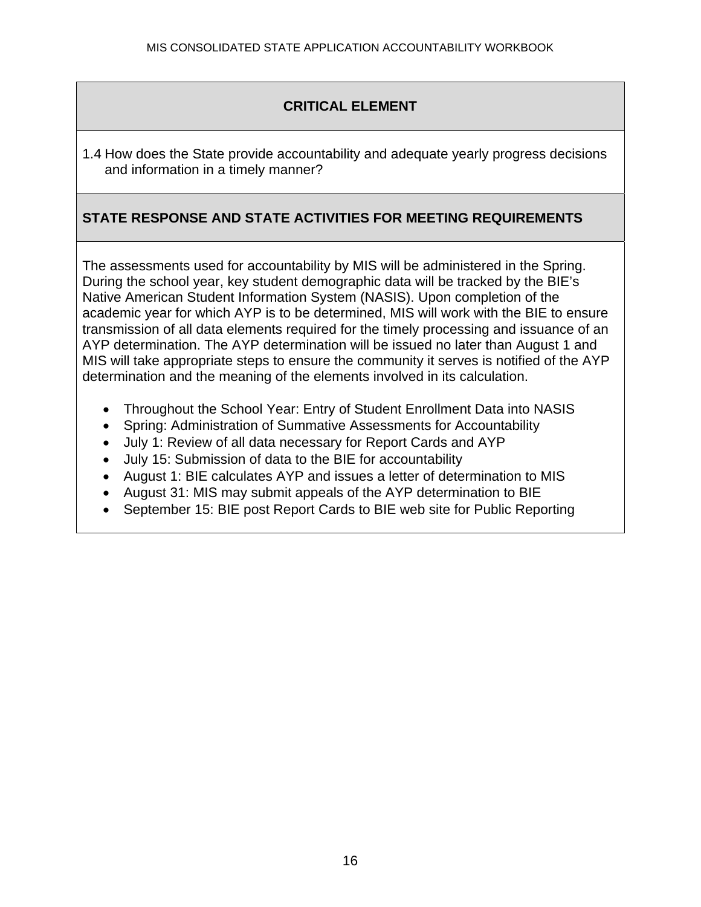**CRITICAL ELEMENT**

1.4 How does the State provide accountability and adequate yearly progress decisions and information in a timely manner?

**STATE RESPONSE AND STATE ACTIVITIES FOR MEETING REQUIREMENTS**

The assessments used for accountability by MIS will be administered in the Spring. During the school year, key student demographic data will be tracked by the BIE's Native American Student Information System (NASIS). Upon completion of the academic year for which AYP is to be determined, MIS will work with the BIE to ensure transmission of all data elements required for the timely processing and issuance of an AYP determination. The AYP determination will be issued no later than August 1 and MIS will take appropriate steps to ensure the community it serves is notified of the AYP determination and the meaning of the elements involved in its calculation.

- Throughout the School Year: Entry of Student Enrollment Data into NASIS
- Spring: Administration of Summative Assessments for Accountability
- July 1: Review of all data necessary for Report Cards and AYP
- July 15: Submission of data to the BIE for accountability
- August 1: BIE calculates AYP and issues a letter of determination to MIS
- August 31: MIS may submit appeals of the AYP determination to BIE
- September 15: BIE post Report Cards to BIE web site for Public Reporting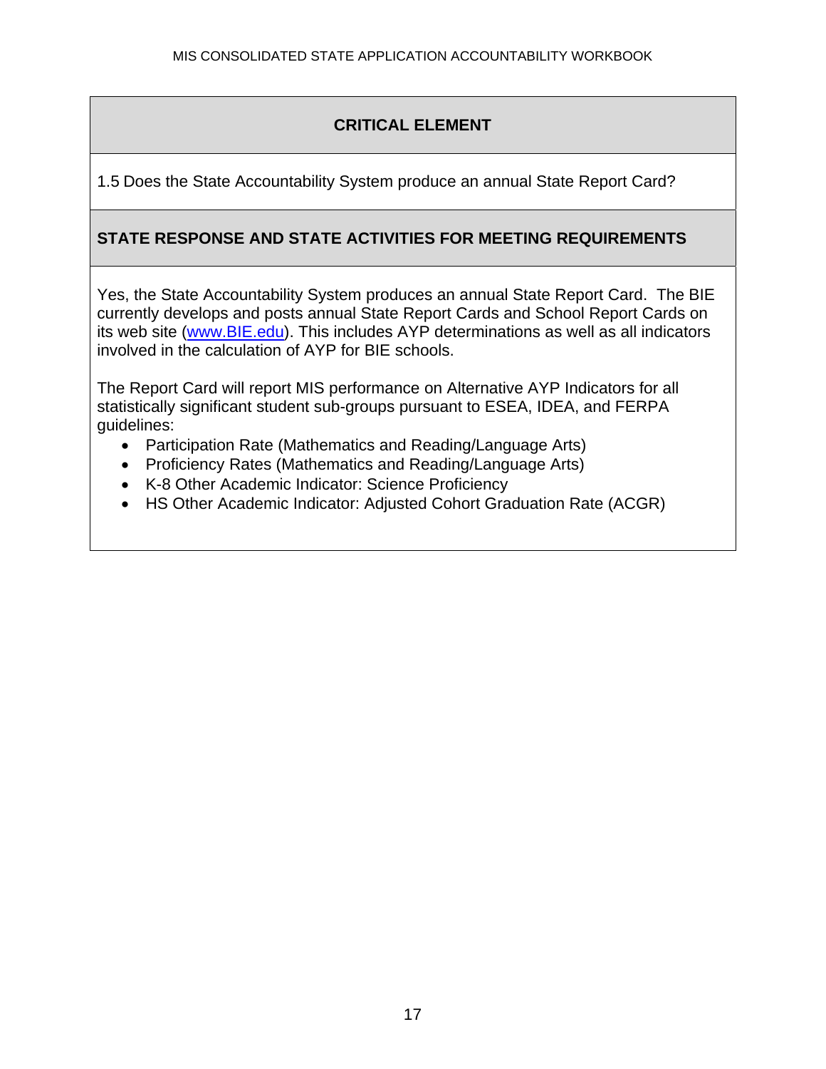| CRITICAL ELEMENT |
| --- |
| 1.5 Does the State Accountability System produce an annual State Report Card? |

**STATE RESPONSE AND STATE ACTIVITIES FOR MEETING REQUIREMENTS**

Yes, the State Accountability System produces an annual State Report Card. The BIE currently develops and posts annual State Report Cards and School Report Cards on its web site (www.BIE.edu). This includes AYP determinations as well as all indicators involved in the calculation of AYP for BIE schools.

The Report Card will report MIS performance on Alternative AYP Indicators for all statistically significant student sub-groups pursuant to ESEA, IDEA, and FERPA guidelines:

- Participation Rate (Mathematics and Reading/Language Arts)
- Proficiency Rates (Mathematics and Reading/Language Arts)
- K-8 Other Academic Indicator: Science Proficiency
- HS Other Academic Indicator: Adjusted Cohort Graduation Rate (ACGR)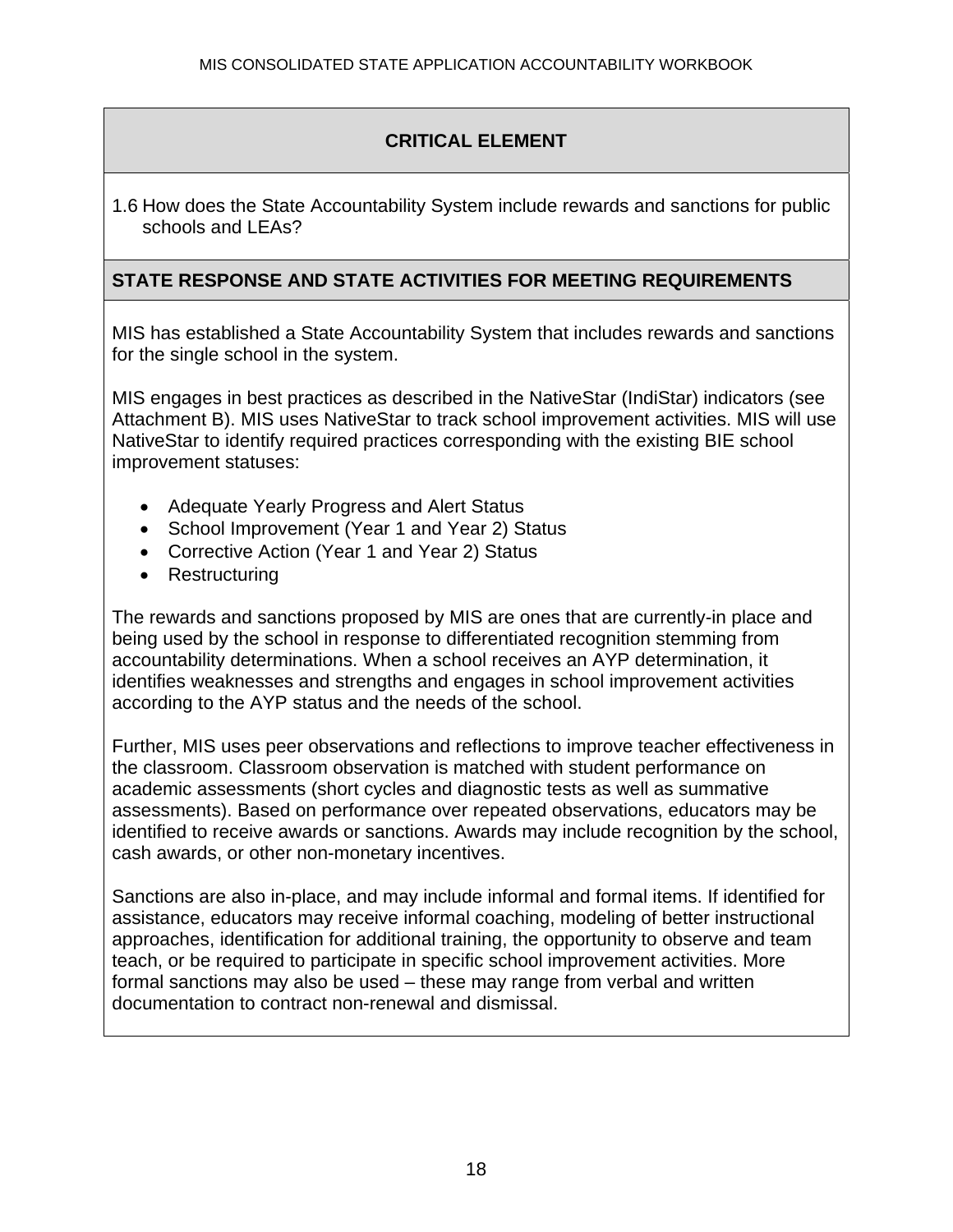## CRITICAL ELEMENT

1.6 How does the State Accountability System include rewards and sanctions for public schools and LEAs?

## STATE RESPONSE AND STATE ACTIVITIES FOR MEETING REQUIREMENTS

MIS has established a State Accountability System that includes rewards and sanctions for the single school in the system.

MIS engages in best practices as described in the NativeStar (IndiStar) indicators (see Attachment B). MIS uses NativeStar to track school improvement activities. MIS will use NativeStar to identify required practices corresponding with the existing BIE school improvement statuses:

- Adequate Yearly Progress and Alert Status
- School Improvement (Year 1 and Year 2) Status
- Corrective Action (Year 1 and Year 2) Status
- Restructuring

The rewards and sanctions proposed by MIS are ones that are currently-in place and being used by the school in response to differentiated recognition stemming from accountability determinations. When a school receives an AYP determination, it identifies weaknesses and strengths and engages in school improvement activities according to the AYP status and the needs of the school.

Further, MIS uses peer observations and reflections to improve teacher effectiveness in the classroom. Classroom observation is matched with student performance on academic assessments (short cycles and diagnostic tests as well as summative assessments). Based on performance over repeated observations, educators may be identified to receive awards or sanctions. Awards may include recognition by the school, cash awards, or other non-monetary incentives.

Sanctions are also in-place, and may include informal and formal items. If identified for assistance, educators may receive informal coaching, modeling of better instructional approaches, identification for additional training, the opportunity to observe and team teach, or be required to participate in specific school improvement activities. More formal sanctions may also be used – these may range from verbal and written documentation to contract non-renewal and dismissal.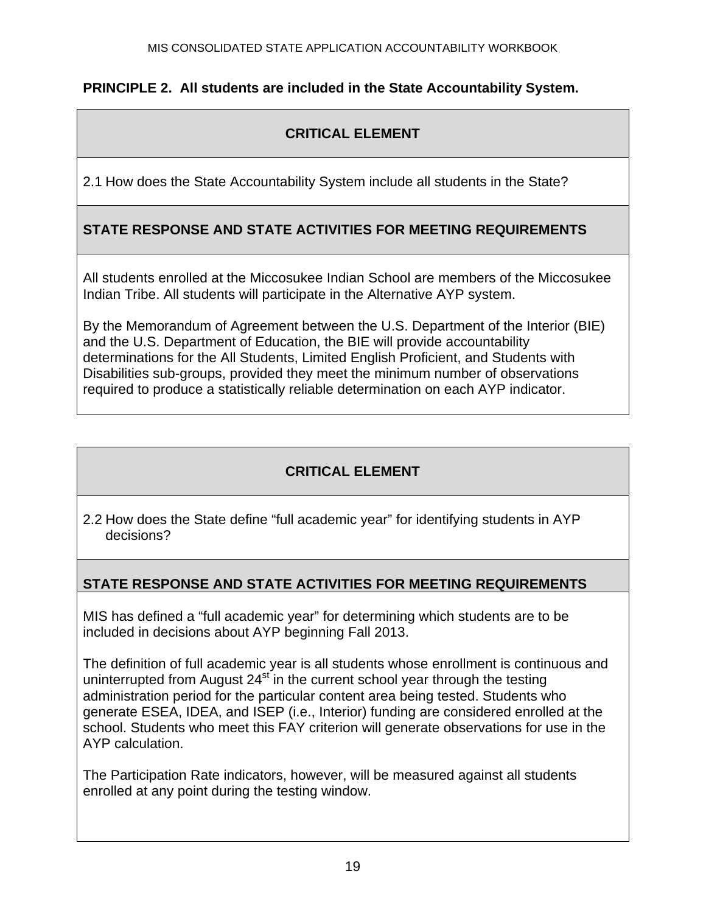**PRINCIPLE 2. All students are included in the State Accountability System.**

| **CRITICAL ELEMENT** |
| --- |
| 2.1 How does the State Accountability System include all students in the State? |
| **STATE RESPONSE AND STATE ACTIVITIES FOR MEETING REQUIREMENTS** |
| All students enrolled at the Miccosukee Indian School are members of the Miccosukee Indian Tribe. All students will participate in the Alternative AYP system.<br><br>By the Memorandum of Agreement between the U.S. Department of the Interior (BIE) and the U.S. Department of Education, the BIE will provide accountability determinations for the All Students, Limited English Proficient, and Students with Disabilities sub-groups, provided they meet the minimum number of observations required to produce a statistically reliable determination on each AYP indicator. |

| **CRITICAL ELEMENT** |
| --- |
| 2.2 How does the State define "full academic year" for identifying students in AYP decisions? |
| **STATE RESPONSE AND STATE ACTIVITIES FOR MEETING REQUIREMENTS** |
| MIS has defined a "full academic year" for determining which students are to be included in decisions about AYP beginning Fall 2013.<br><br>The definition of full academic year is all students whose enrollment is continuous and uninterrupted from August 24st in the current school year through the testing administration period for the particular content area being tested. Students who generate ESEA, IDEA, and ISEP (i.e., Interior) funding are considered enrolled at the school. Students who meet this FAY criterion will generate observations for use in the AYP calculation.<br><br>The Participation Rate indicators, however, will be measured against all students enrolled at any point during the testing window. |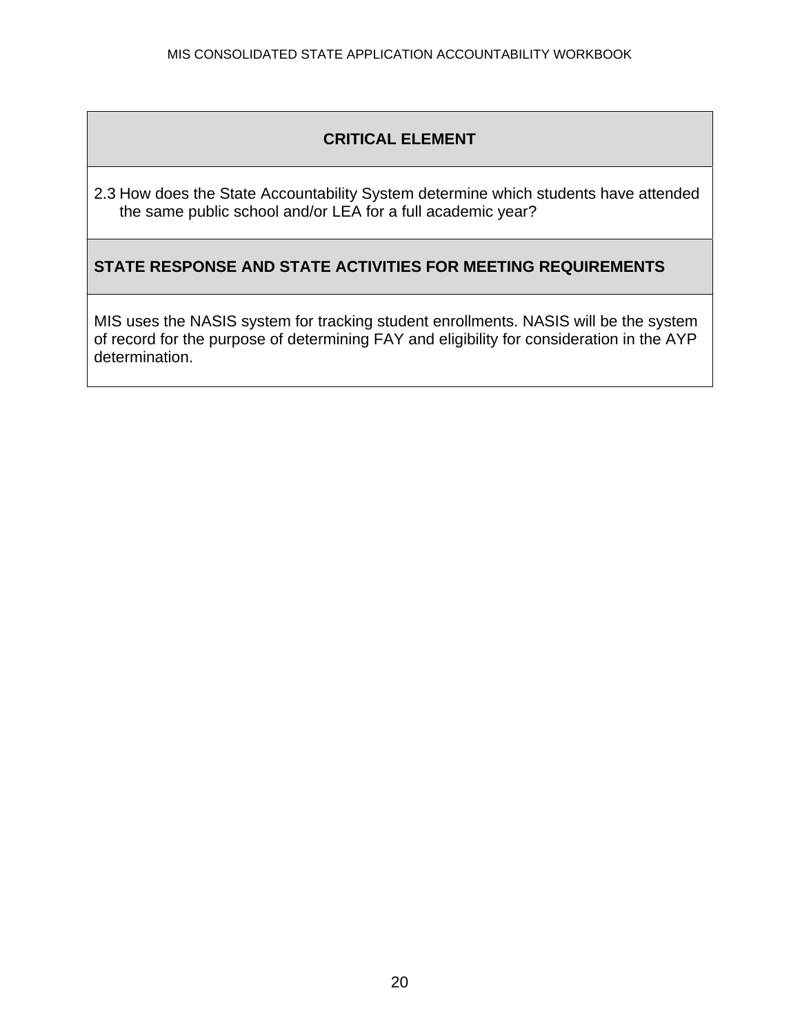| CRITICAL ELEMENT |
| --- |
| 2.3 How does the State Accountability System determine which students have attended the same public school and/or LEA for a full academic year? |
| **STATE RESPONSE AND STATE ACTIVITIES FOR MEETING REQUIREMENTS** |
| MIS uses the NASIS system for tracking student enrollments. NASIS will be the system of record for the purpose of determining FAY and eligibility for consideration in the AYP determination. |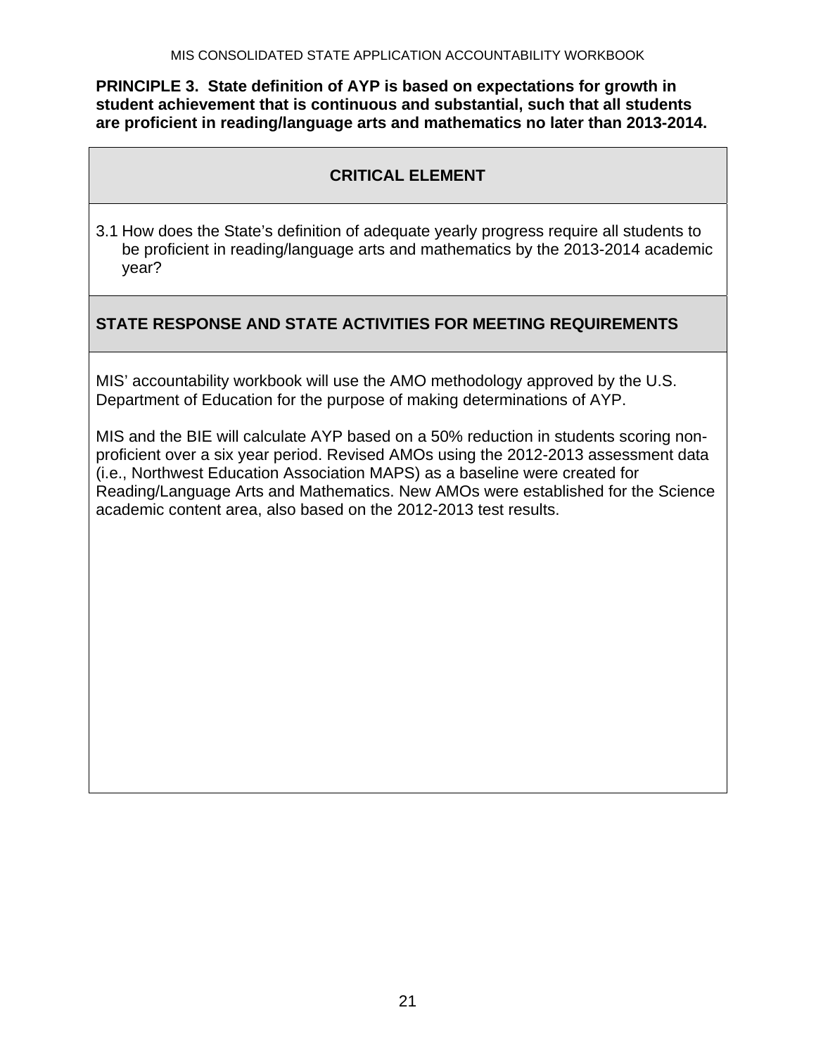**PRINCIPLE 3. State definition of AYP is based on expectations for growth in student achievement that is continuous and substantial, such that all students are proficient in reading/language arts and mathematics no later than 2013-2014.**

| **CRITICAL ELEMENT** |
|---|
| 3.1 How does the State's definition of adequate yearly progress require all students to be proficient in reading/language arts and mathematics by the 2013-2014 academic year? |
| **STATE RESPONSE AND STATE ACTIVITIES FOR MEETING REQUIREMENTS** |
| MIS' accountability workbook will use the AMO methodology approved by the U.S. Department of Education for the purpose of making determinations of AYP.<br><br>MIS and the BIE will calculate AYP based on a 50% reduction in students scoring non-proficient over a six year period. Revised AMOs using the 2012-2013 assessment data (i.e., Northwest Education Association MAPS) as a baseline were created for Reading/Language Arts and Mathematics. New AMOs were established for the Science academic content area, also based on the 2012-2013 test results. |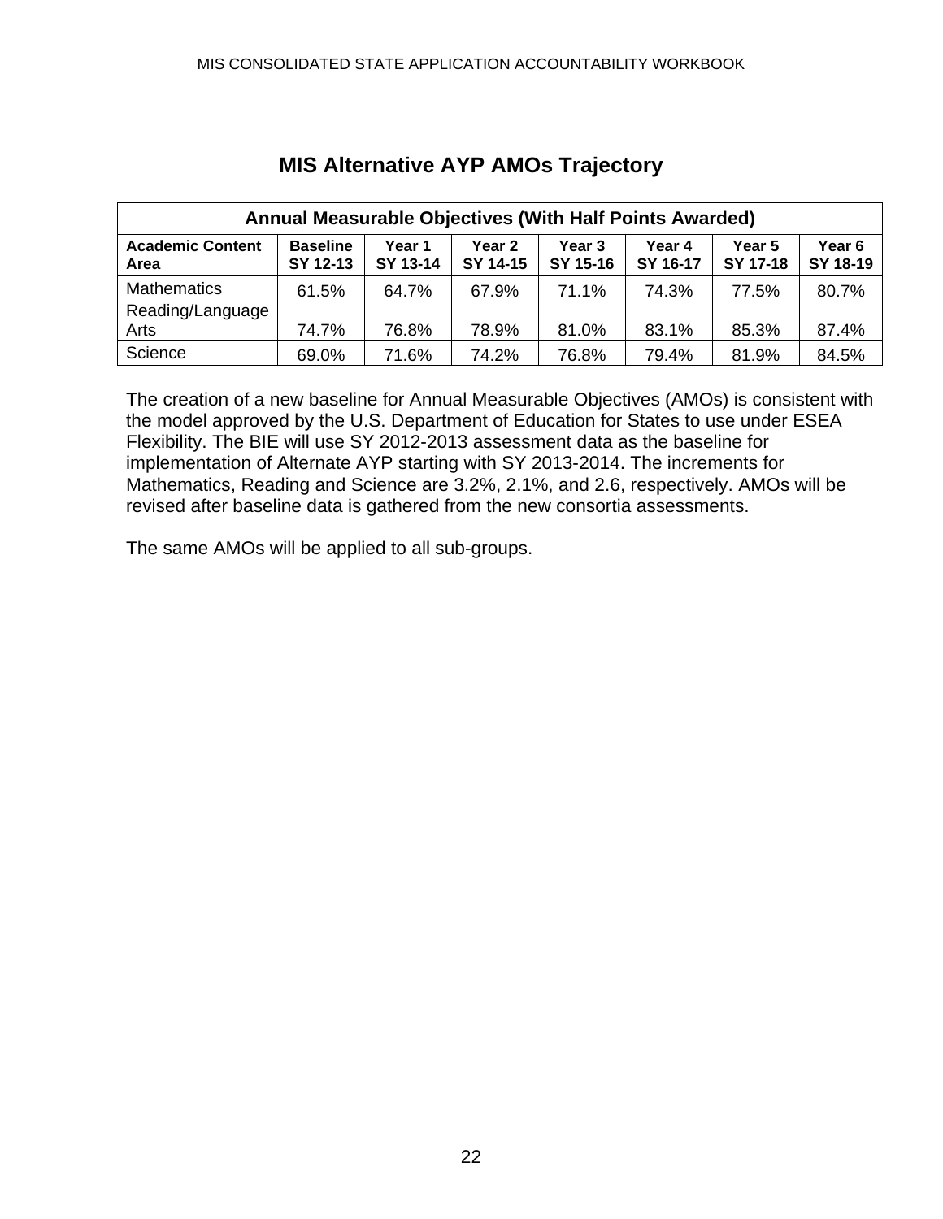# MIS Alternative AYP AMOs Trajectory

| Annual Measurable Objectives (With Half Points Awarded) | | | | | | | |
|---|---|---|---|---|---|---|---|
| **Academic Content Area** | **Baseline SY 12-13** | **Year 1 SY 13-14** | **Year 2 SY 14-15** | **Year 3 SY 15-16** | **Year 4 SY 16-17** | **Year 5 SY 17-18** | **Year 6 SY 18-19** |
| Mathematics | 61.5% | 64.7% | 67.9% | 71.1% | 74.3% | 77.5% | 80.7% |
| Reading/Language Arts | 74.7% | 76.8% | 78.9% | 81.0% | 83.1% | 85.3% | 87.4% |
| Science | 69.0% | 71.6% | 74.2% | 76.8% | 79.4% | 81.9% | 84.5% |

The creation of a new baseline for Annual Measurable Objectives (AMOs) is consistent with the model approved by the U.S. Department of Education for States to use under ESEA Flexibility. The BIE will use SY 2012-2013 assessment data as the baseline for implementation of Alternate AYP starting with SY 2013-2014. The increments for Mathematics, Reading and Science are 3.2%, 2.1%, and 2.6, respectively. AMOs will be revised after baseline data is gathered from the new consortia assessments.

The same AMOs will be applied to all sub-groups.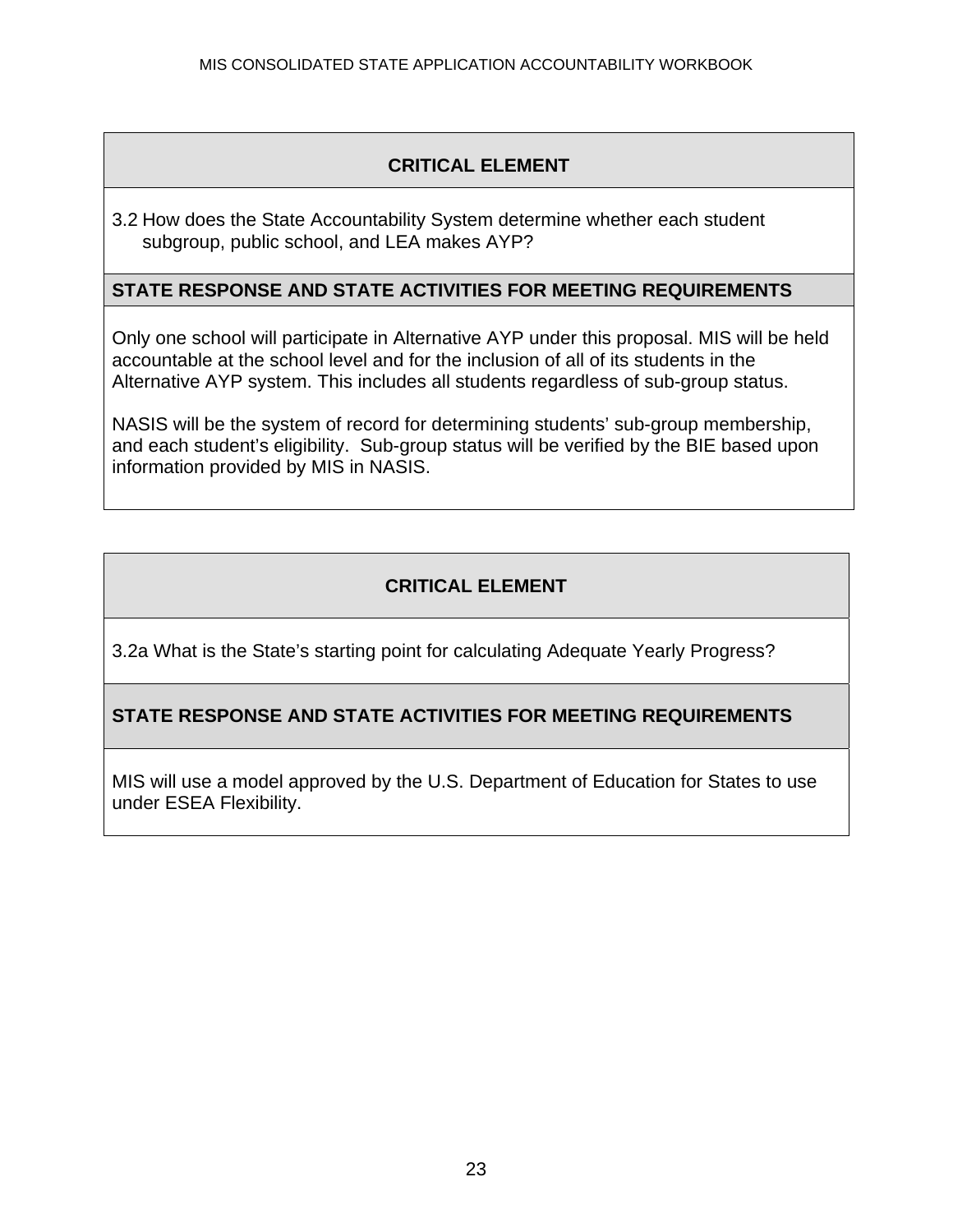| CRITICAL ELEMENT |
| --- |
| 3.2 How does the State Accountability System determine whether each student subgroup, public school, and LEA makes AYP? |
| **STATE RESPONSE AND STATE ACTIVITIES FOR MEETING REQUIREMENTS** |
| Only one school will participate in Alternative AYP under this proposal. MIS will be held accountable at the school level and for the inclusion of all of its students in the Alternative AYP system. This includes all students regardless of sub-group status.<br><br>NASIS will be the system of record for determining students' sub-group membership, and each student's eligibility. Sub-group status will be verified by the BIE based upon information provided by MIS in NASIS. |

| CRITICAL ELEMENT |
| --- |
| 3.2a What is the State's starting point for calculating Adequate Yearly Progress? |
| **STATE RESPONSE AND STATE ACTIVITIES FOR MEETING REQUIREMENTS** |
| MIS will use a model approved by the U.S. Department of Education for States to use under ESEA Flexibility. |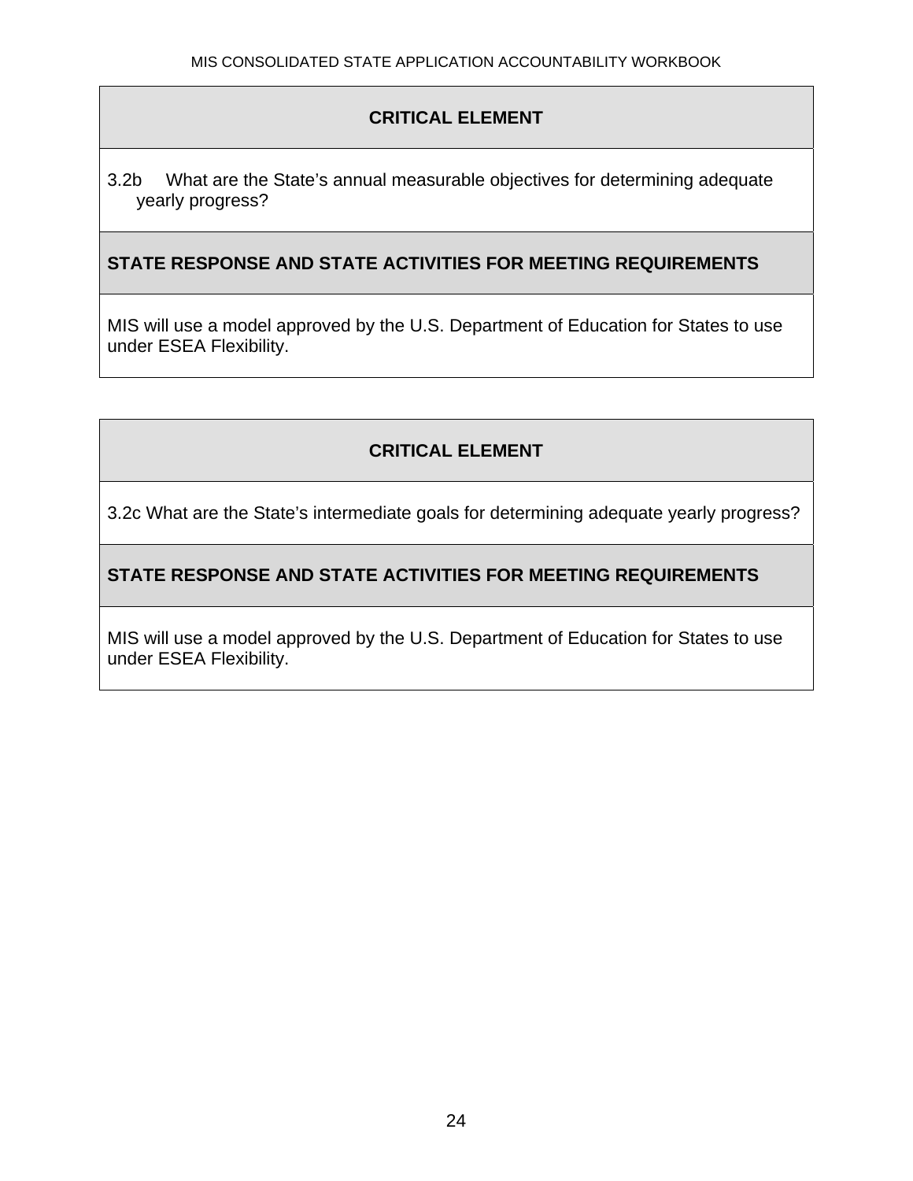| CRITICAL ELEMENT |
| --- |
| 3.2b What are the State's annual measurable objectives for determining adequate yearly progress? |
| **STATE RESPONSE AND STATE ACTIVITIES FOR MEETING REQUIREMENTS** |
| MIS will use a model approved by the U.S. Department of Education for States to use under ESEA Flexibility. |

| CRITICAL ELEMENT |
| --- |
| 3.2c What are the State's intermediate goals for determining adequate yearly progress? |
| **STATE RESPONSE AND STATE ACTIVITIES FOR MEETING REQUIREMENTS** |
| MIS will use a model approved by the U.S. Department of Education for States to use under ESEA Flexibility. |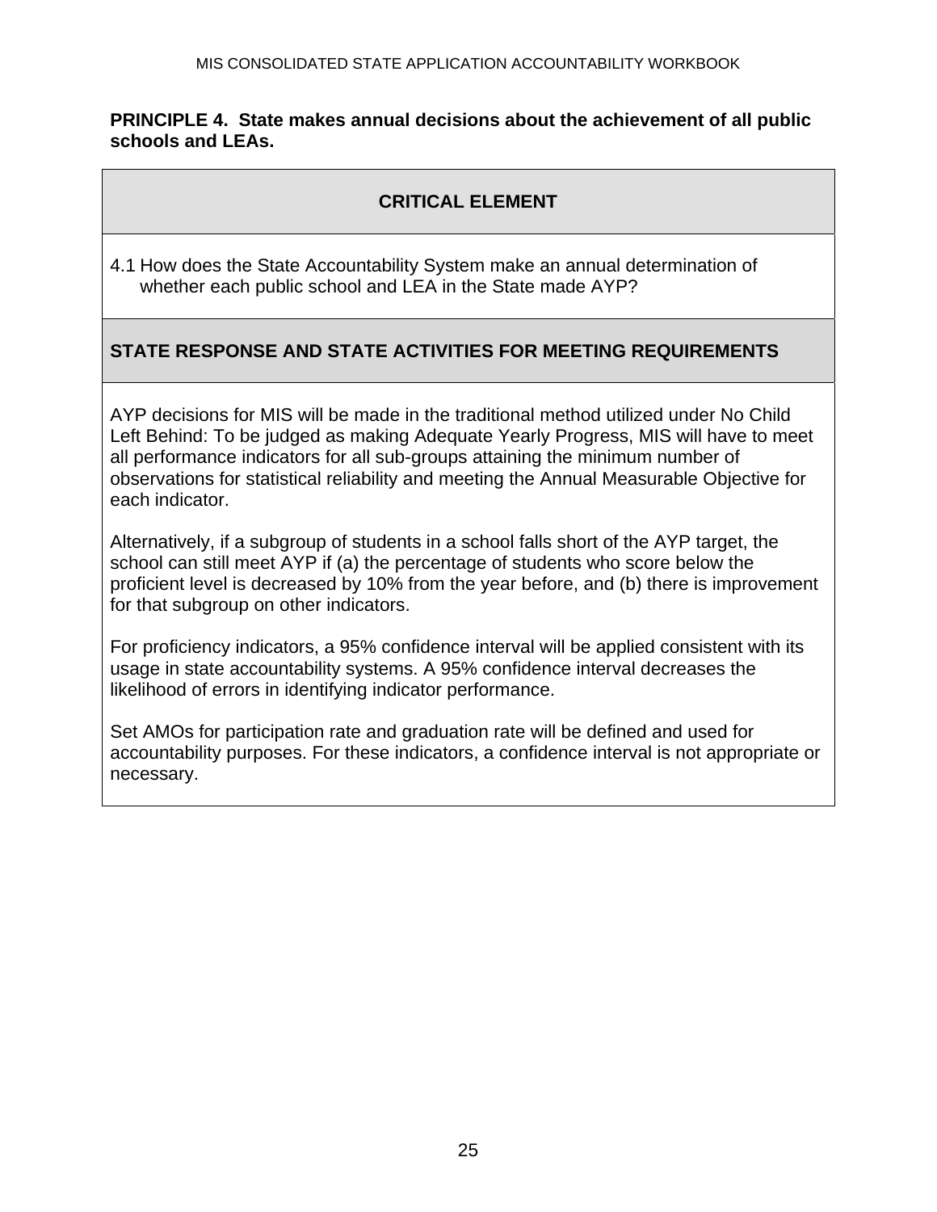**PRINCIPLE 4. State makes annual decisions about the achievement of all public schools and LEAs.**

| **CRITICAL ELEMENT** |
|---|
| 4.1 How does the State Accountability System make an annual determination of whether each public school and LEA in the State made AYP? |
| **STATE RESPONSE AND STATE ACTIVITIES FOR MEETING REQUIREMENTS** |
| AYP decisions for MIS will be made in the traditional method utilized under No Child Left Behind: To be judged as making Adequate Yearly Progress, MIS will have to meet all performance indicators for all sub-groups attaining the minimum number of observations for statistical reliability and meeting the Annual Measurable Objective for each indicator.<br><br>Alternatively, if a subgroup of students in a school falls short of the AYP target, the school can still meet AYP if (a) the percentage of students who score below the proficient level is decreased by 10% from the year before, and (b) there is improvement for that subgroup on other indicators.<br><br>For proficiency indicators, a 95% confidence interval will be applied consistent with its usage in state accountability systems. A 95% confidence interval decreases the likelihood of errors in identifying indicator performance.<br><br>Set AMOs for participation rate and graduation rate will be defined and used for accountability purposes. For these indicators, a confidence interval is not appropriate or necessary. |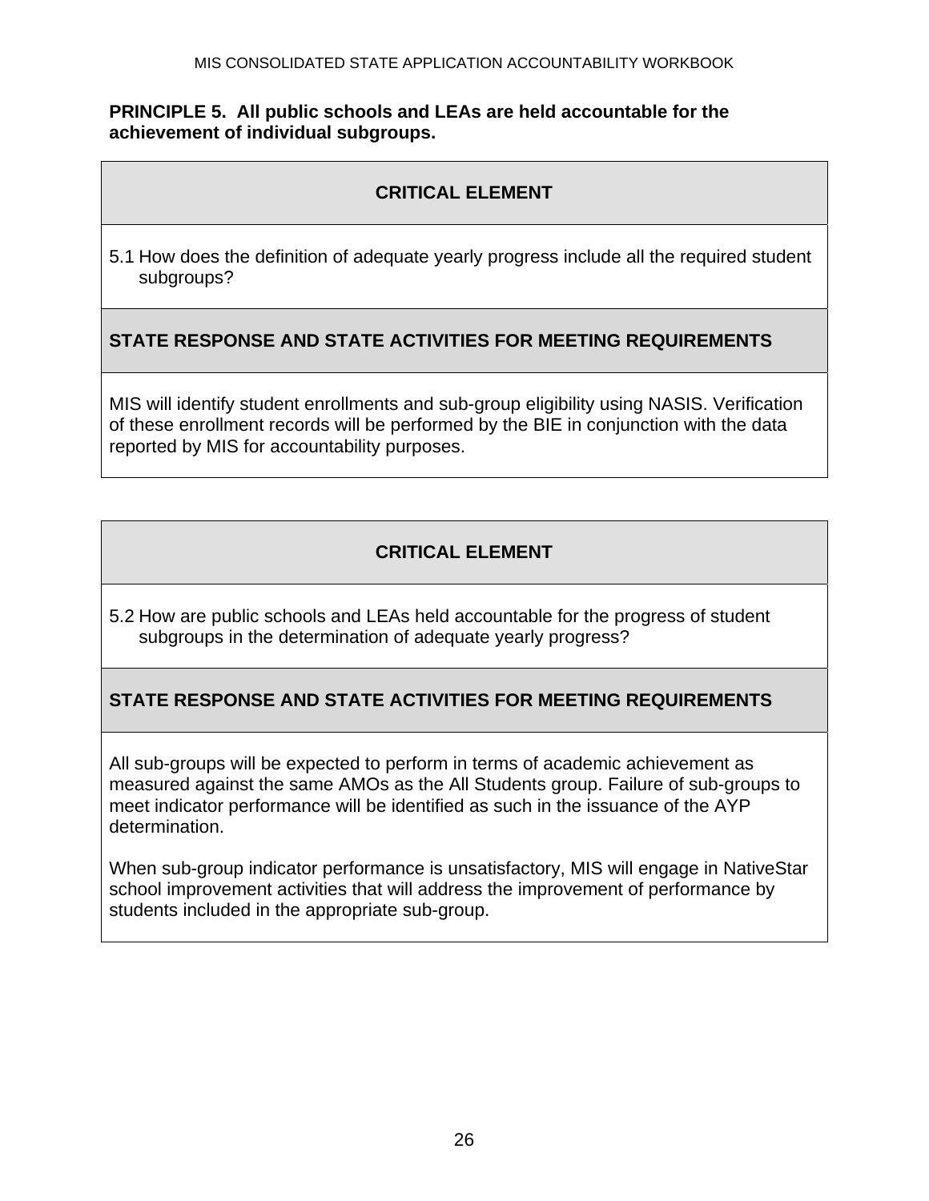**PRINCIPLE 5. All public schools and LEAs are held accountable for the achievement of individual subgroups.**

| CRITICAL ELEMENT |
|---|
| 5.1 How does the definition of adequate yearly progress include all the required student subgroups? |
| **STATE RESPONSE AND STATE ACTIVITIES FOR MEETING REQUIREMENTS** |
| MIS will identify student enrollments and sub-group eligibility using NASIS. Verification of these enrollment records will be performed by the BIE in conjunction with the data reported by MIS for accountability purposes. |

| CRITICAL ELEMENT |
|---|
| 5.2 How are public schools and LEAs held accountable for the progress of student subgroups in the determination of adequate yearly progress? |
| **STATE RESPONSE AND STATE ACTIVITIES FOR MEETING REQUIREMENTS** |
| All sub-groups will be expected to perform in terms of academic achievement as measured against the same AMOs as the All Students group. Failure of sub-groups to meet indicator performance will be identified as such in the issuance of the AYP determination.<br><br>When sub-group indicator performance is unsatisfactory, MIS will engage in NativeStar school improvement activities that will address the improvement of performance by students included in the appropriate sub-group. |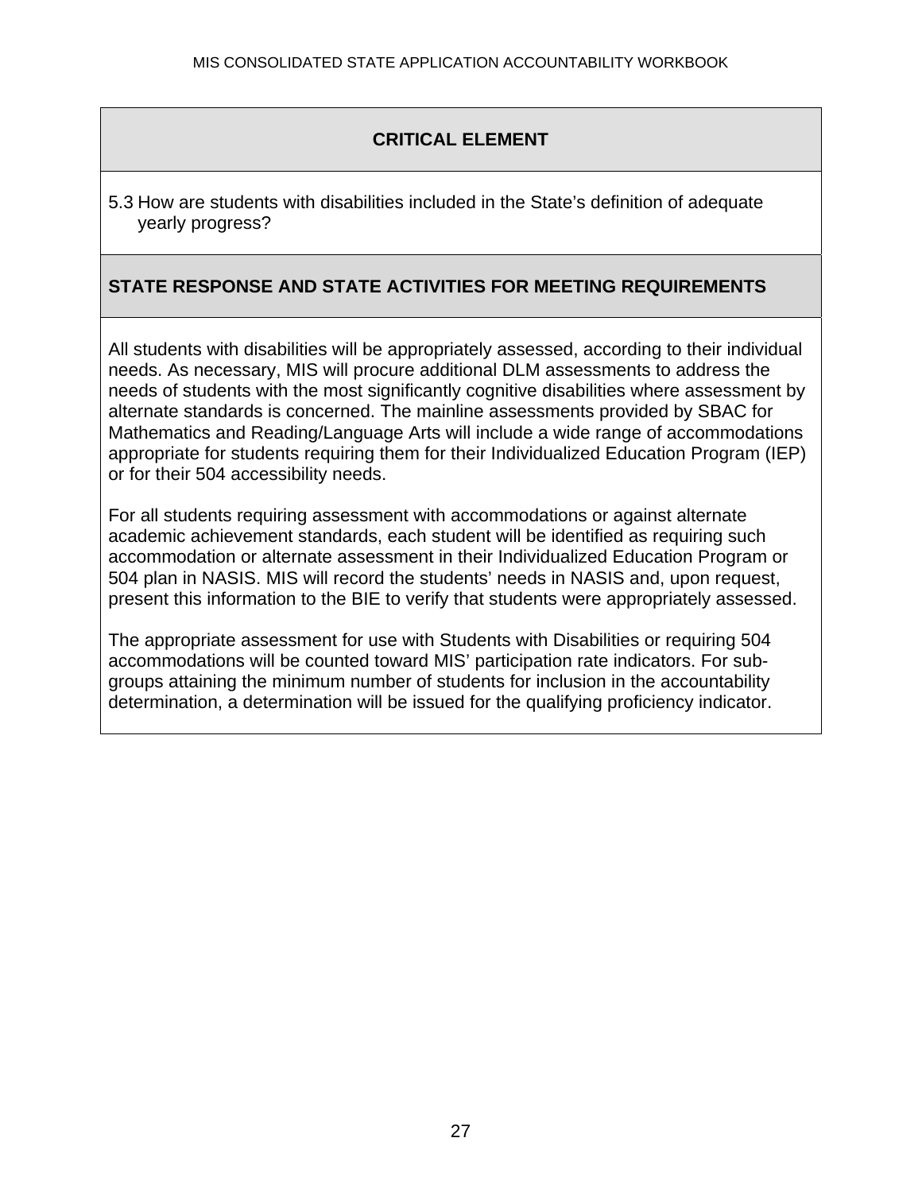## CRITICAL ELEMENT

5.3 How are students with disabilities included in the State's definition of adequate yearly progress?

## STATE RESPONSE AND STATE ACTIVITIES FOR MEETING REQUIREMENTS

All students with disabilities will be appropriately assessed, according to their individual needs. As necessary, MIS will procure additional DLM assessments to address the needs of students with the most significantly cognitive disabilities where assessment by alternate standards is concerned. The mainline assessments provided by SBAC for Mathematics and Reading/Language Arts will include a wide range of accommodations appropriate for students requiring them for their Individualized Education Program (IEP) or for their 504 accessibility needs.

For all students requiring assessment with accommodations or against alternate academic achievement standards, each student will be identified as requiring such accommodation or alternate assessment in their Individualized Education Program or 504 plan in NASIS. MIS will record the students' needs in NASIS and, upon request, present this information to the BIE to verify that students were appropriately assessed.

The appropriate assessment for use with Students with Disabilities or requiring 504 accommodations will be counted toward MIS' participation rate indicators. For sub-groups attaining the minimum number of students for inclusion in the accountability determination, a determination will be issued for the qualifying proficiency indicator.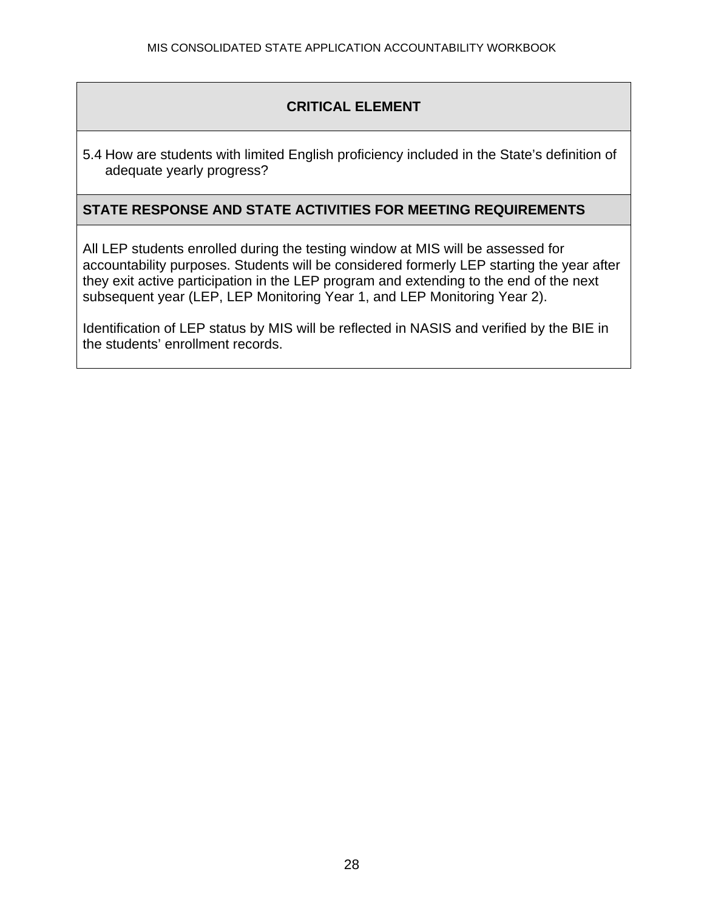## CRITICAL ELEMENT

5.4 How are students with limited English proficiency included in the State's definition of adequate yearly progress?

## STATE RESPONSE AND STATE ACTIVITIES FOR MEETING REQUIREMENTS

All LEP students enrolled during the testing window at MIS will be assessed for accountability purposes. Students will be considered formerly LEP starting the year after they exit active participation in the LEP program and extending to the end of the next subsequent year (LEP, LEP Monitoring Year 1, and LEP Monitoring Year 2).

Identification of LEP status by MIS will be reflected in NASIS and verified by the BIE in the students' enrollment records.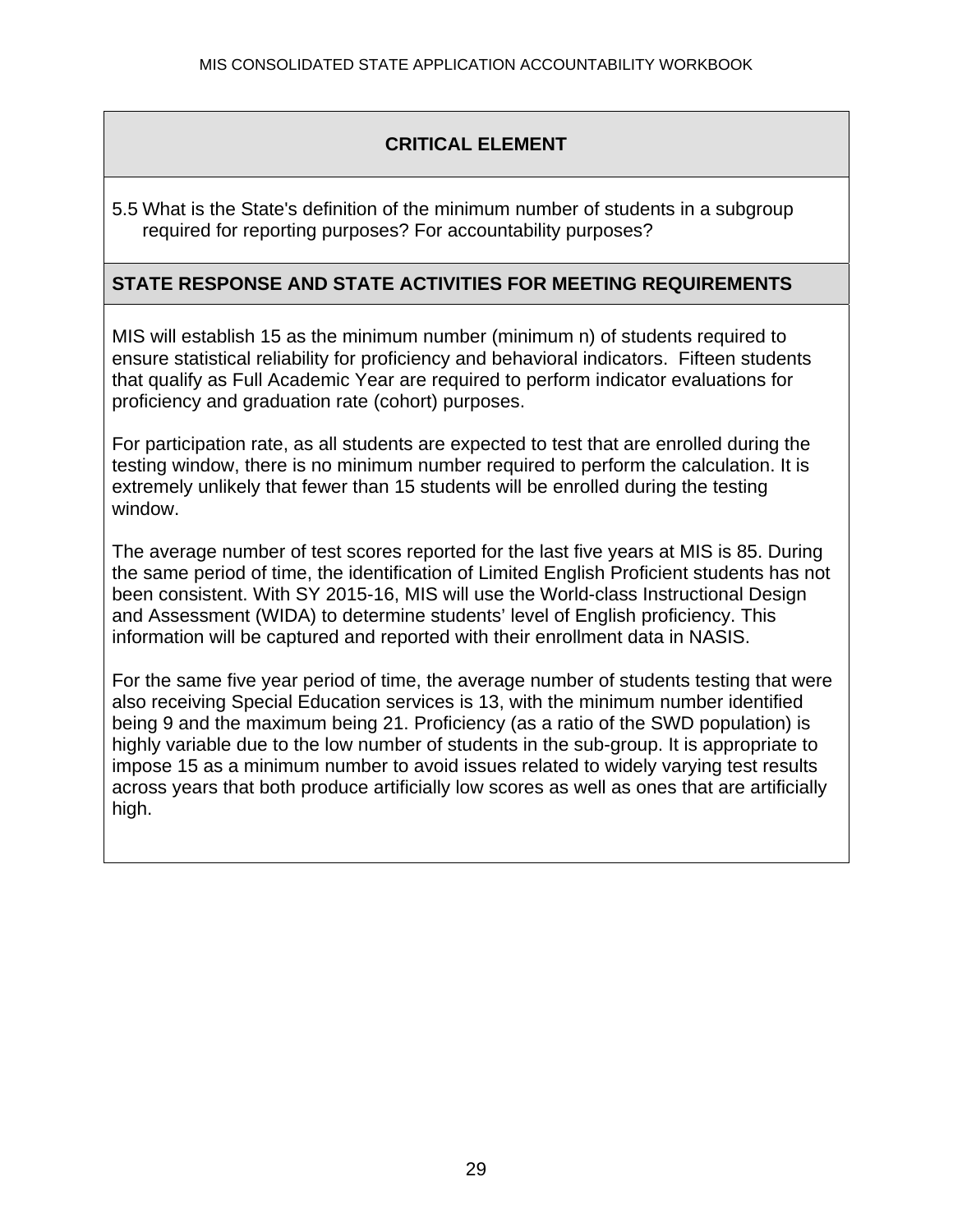## CRITICAL ELEMENT

5.5 What is the State's definition of the minimum number of students in a subgroup required for reporting purposes? For accountability purposes?

## STATE RESPONSE AND STATE ACTIVITIES FOR MEETING REQUIREMENTS

MIS will establish 15 as the minimum number (minimum n) of students required to ensure statistical reliability for proficiency and behavioral indicators. Fifteen students that qualify as Full Academic Year are required to perform indicator evaluations for proficiency and graduation rate (cohort) purposes.

For participation rate, as all students are expected to test that are enrolled during the testing window, there is no minimum number required to perform the calculation. It is extremely unlikely that fewer than 15 students will be enrolled during the testing window.

The average number of test scores reported for the last five years at MIS is 85. During the same period of time, the identification of Limited English Proficient students has not been consistent. With SY 2015-16, MIS will use the World-class Instructional Design and Assessment (WIDA) to determine students' level of English proficiency. This information will be captured and reported with their enrollment data in NASIS.

For the same five year period of time, the average number of students testing that were also receiving Special Education services is 13, with the minimum number identified being 9 and the maximum being 21. Proficiency (as a ratio of the SWD population) is highly variable due to the low number of students in the sub-group. It is appropriate to impose 15 as a minimum number to avoid issues related to widely varying test results across years that both produce artificially low scores as well as ones that are artificially high.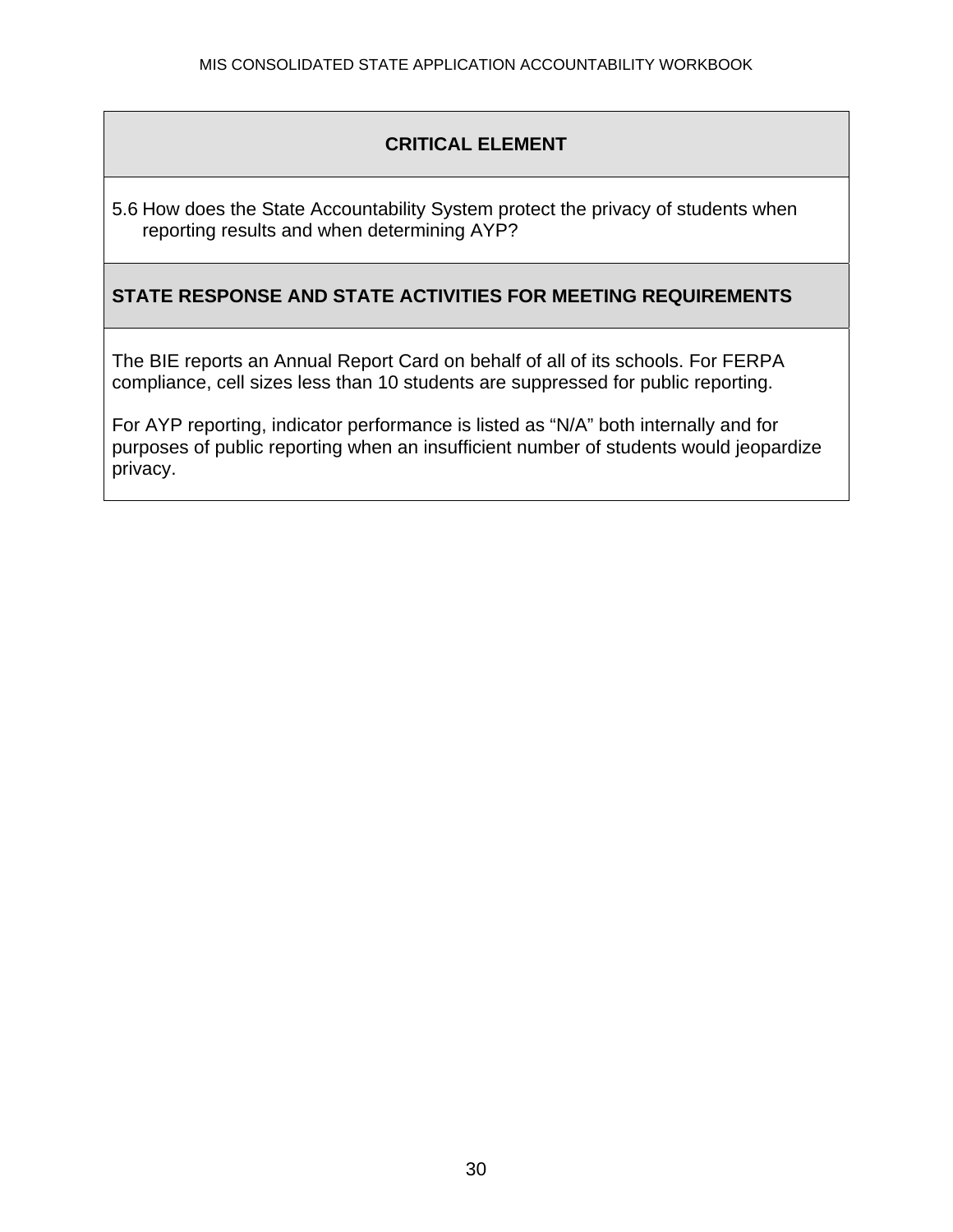| CRITICAL ELEMENT |
| --- |
| 5.6 How does the State Accountability System protect the privacy of students when reporting results and when determining AYP? |
| **STATE RESPONSE AND STATE ACTIVITIES FOR MEETING REQUIREMENTS** |
| The BIE reports an Annual Report Card on behalf of all of its schools. For FERPA compliance, cell sizes less than 10 students are suppressed for public reporting.<br><br>For AYP reporting, indicator performance is listed as "N/A" both internally and for purposes of public reporting when an insufficient number of students would jeopardize privacy. |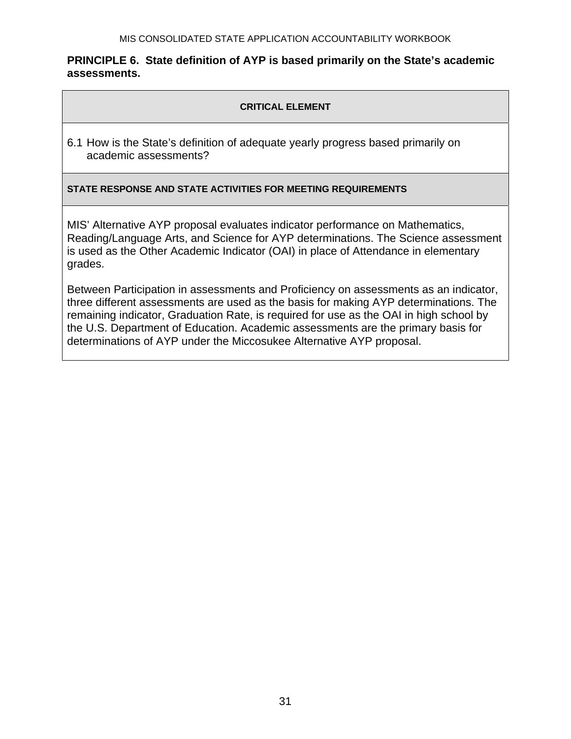**PRINCIPLE 6. State definition of AYP is based primarily on the State's academic assessments.**

| CRITICAL ELEMENT |
|---|
| 6.1 How is the State's definition of adequate yearly progress based primarily on academic assessments? |
| **STATE RESPONSE AND STATE ACTIVITIES FOR MEETING REQUIREMENTS** |
| MIS' Alternative AYP proposal evaluates indicator performance on Mathematics, Reading/Language Arts, and Science for AYP determinations. The Science assessment is used as the Other Academic Indicator (OAI) in place of Attendance in elementary grades.<br><br>Between Participation in assessments and Proficiency on assessments as an indicator, three different assessments are used as the basis for making AYP determinations. The remaining indicator, Graduation Rate, is required for use as the OAI in high school by the U.S. Department of Education. Academic assessments are the primary basis for determinations of AYP under the Miccosukee Alternative AYP proposal. |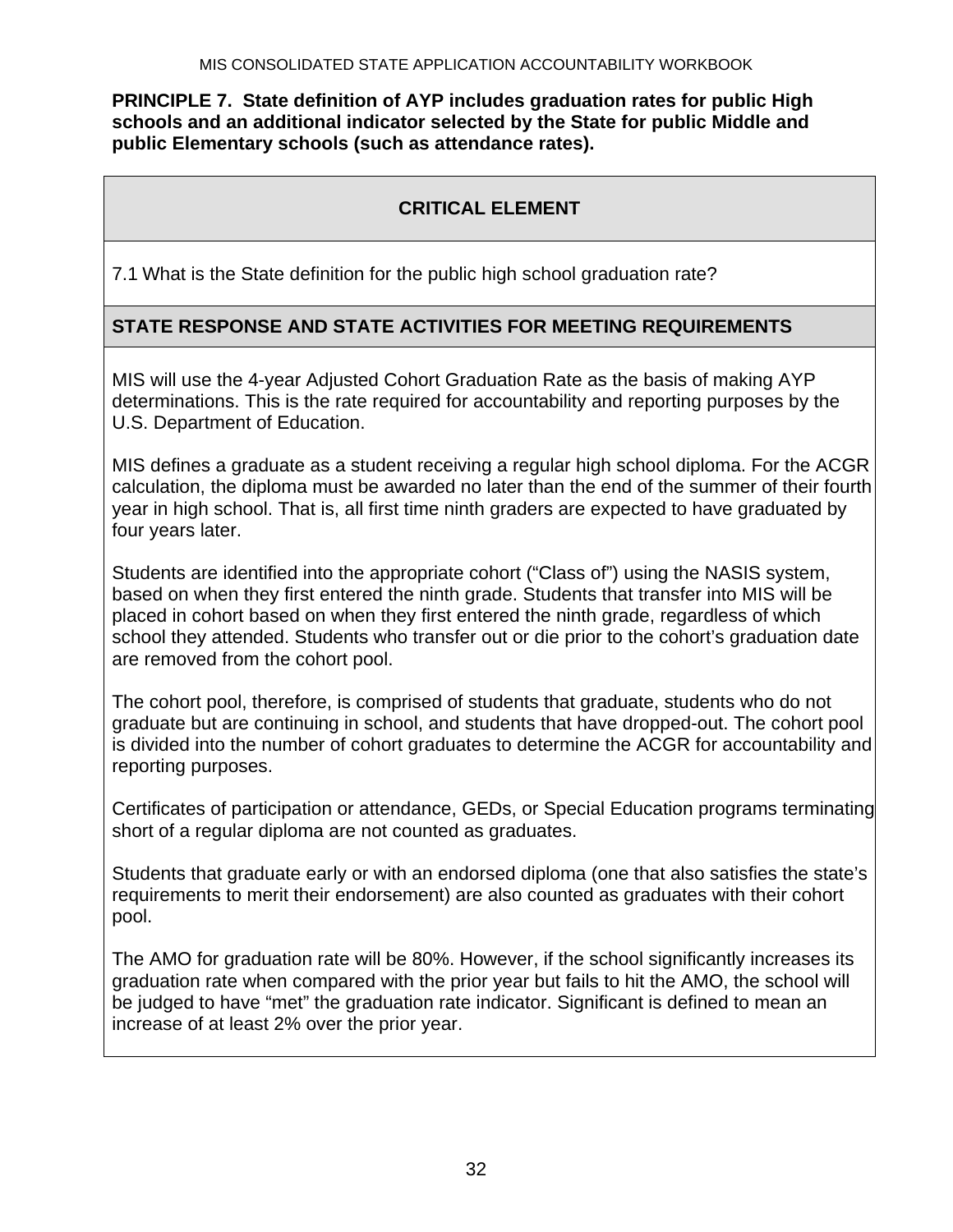**PRINCIPLE 7. State definition of AYP includes graduation rates for public High schools and an additional indicator selected by the State for public Middle and public Elementary schools (such as attendance rates).**

| **CRITICAL ELEMENT** |
| --- |
| 7.1 What is the State definition for the public high school graduation rate? |
| **STATE RESPONSE AND STATE ACTIVITIES FOR MEETING REQUIREMENTS** |
| MIS will use the 4-year Adjusted Cohort Graduation Rate as the basis of making AYP determinations. This is the rate required for accountability and reporting purposes by the U.S. Department of Education.<br><br>MIS defines a graduate as a student receiving a regular high school diploma. For the ACGR calculation, the diploma must be awarded no later than the end of the summer of their fourth year in high school. That is, all first time ninth graders are expected to have graduated by four years later.<br><br>Students are identified into the appropriate cohort ("Class of") using the NASIS system, based on when they first entered the ninth grade. Students that transfer into MIS will be placed in cohort based on when they first entered the ninth grade, regardless of which school they attended. Students who transfer out or die prior to the cohort's graduation date are removed from the cohort pool.<br><br>The cohort pool, therefore, is comprised of students that graduate, students who do not graduate but are continuing in school, and students that have dropped-out. The cohort pool is divided into the number of cohort graduates to determine the ACGR for accountability and reporting purposes.<br><br>Certificates of participation or attendance, GEDs, or Special Education programs terminating short of a regular diploma are not counted as graduates.<br><br>Students that graduate early or with an endorsed diploma (one that also satisfies the state's requirements to merit their endorsement) are also counted as graduates with their cohort pool.<br><br>The AMO for graduation rate will be 80%. However, if the school significantly increases its graduation rate when compared with the prior year but fails to hit the AMO, the school will be judged to have "met" the graduation rate indicator. Significant is defined to mean an increase of at least 2% over the prior year. |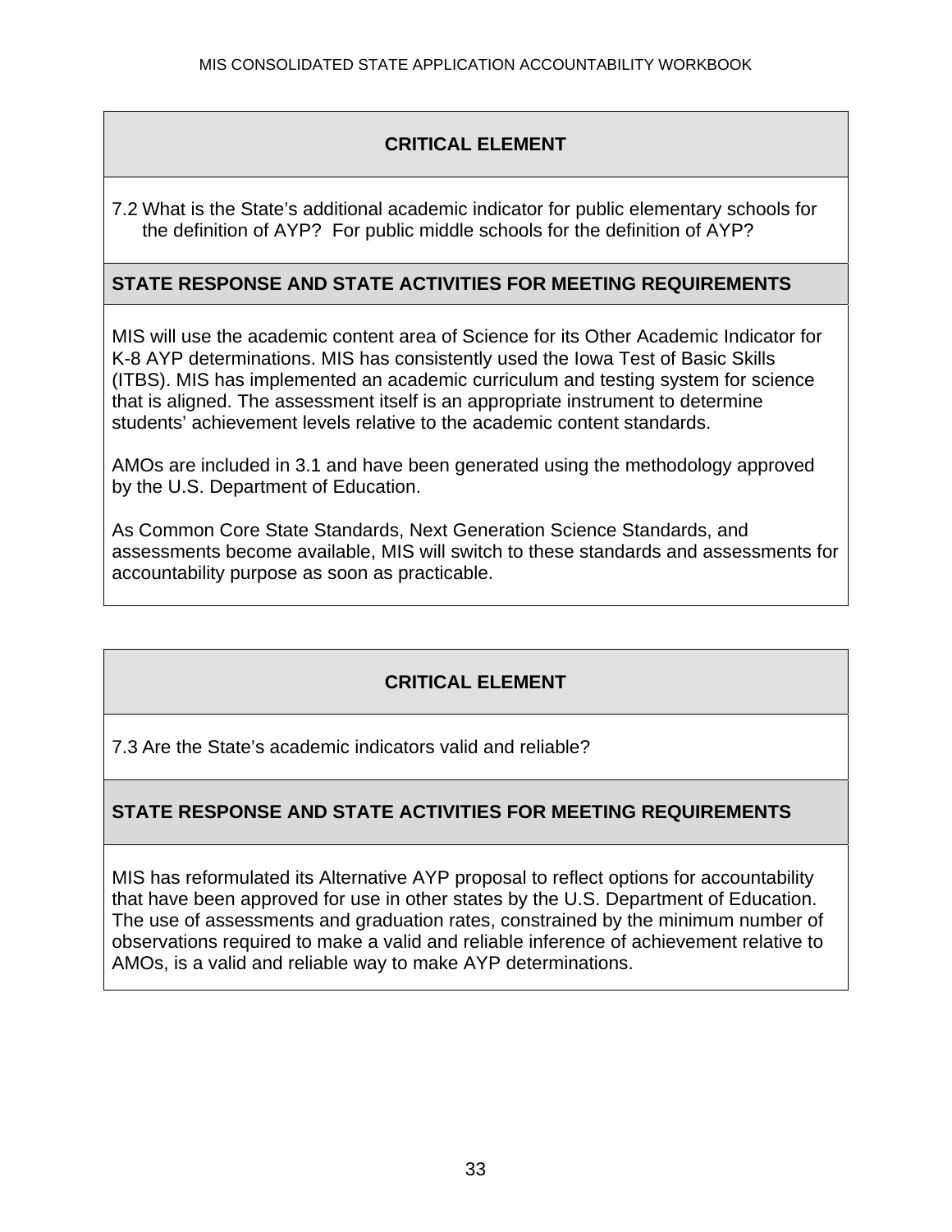## CRITICAL ELEMENT

7.2 What is the State's additional academic indicator for public elementary schools for the definition of AYP? For public middle schools for the definition of AYP?

### STATE RESPONSE AND STATE ACTIVITIES FOR MEETING REQUIREMENTS

MIS will use the academic content area of Science for its Other Academic Indicator for K-8 AYP determinations. MIS has consistently used the Iowa Test of Basic Skills (ITBS). MIS has implemented an academic curriculum and testing system for science that is aligned. The assessment itself is an appropriate instrument to determine students' achievement levels relative to the academic content standards.

AMOs are included in 3.1 and have been generated using the methodology approved by the U.S. Department of Education.

As Common Core State Standards, Next Generation Science Standards, and assessments become available, MIS will switch to these standards and assessments for accountability purpose as soon as practicable.

## CRITICAL ELEMENT

7.3 Are the State's academic indicators valid and reliable?

### STATE RESPONSE AND STATE ACTIVITIES FOR MEETING REQUIREMENTS

MIS has reformulated its Alternative AYP proposal to reflect options for accountability that have been approved for use in other states by the U.S. Department of Education. The use of assessments and graduation rates, constrained by the minimum number of observations required to make a valid and reliable inference of achievement relative to AMOs, is a valid and reliable way to make AYP determinations.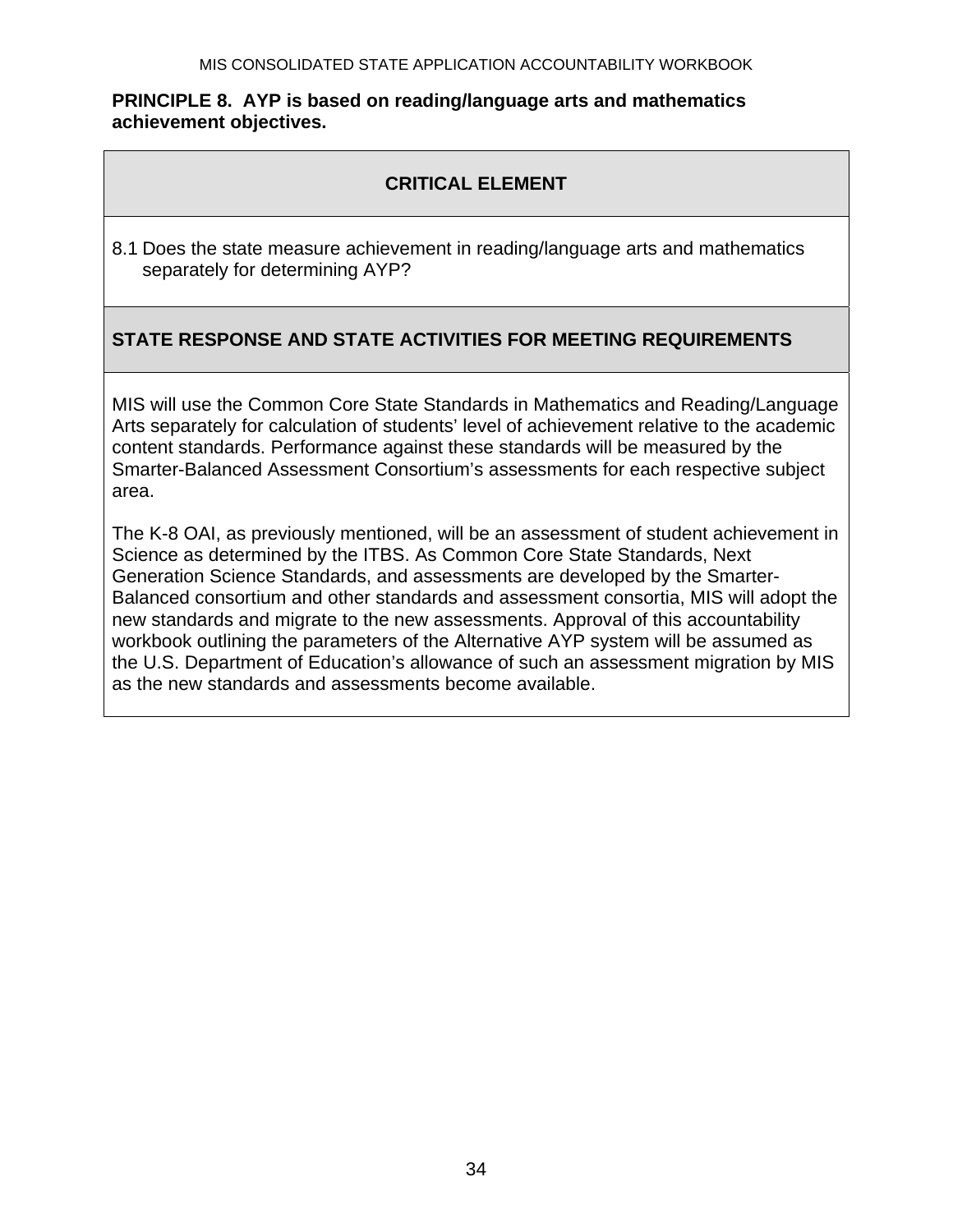**PRINCIPLE 8. AYP is based on reading/language arts and mathematics achievement objectives.**

| CRITICAL ELEMENT |
|---|
| 8.1 Does the state measure achievement in reading/language arts and mathematics separately for determining AYP? |
| **STATE RESPONSE AND STATE ACTIVITIES FOR MEETING REQUIREMENTS** |
| MIS will use the Common Core State Standards in Mathematics and Reading/Language Arts separately for calculation of students' level of achievement relative to the academic content standards. Performance against these standards will be measured by the Smarter-Balanced Assessment Consortium's assessments for each respective subject area.<br><br>The K-8 OAI, as previously mentioned, will be an assessment of student achievement in Science as determined by the ITBS. As Common Core State Standards, Next Generation Science Standards, and assessments are developed by the Smarter-Balanced consortium and other standards and assessment consortia, MIS will adopt the new standards and migrate to the new assessments. Approval of this accountability workbook outlining the parameters of the Alternative AYP system will be assumed as the U.S. Department of Education's allowance of such an assessment migration by MIS as the new standards and assessments become available. |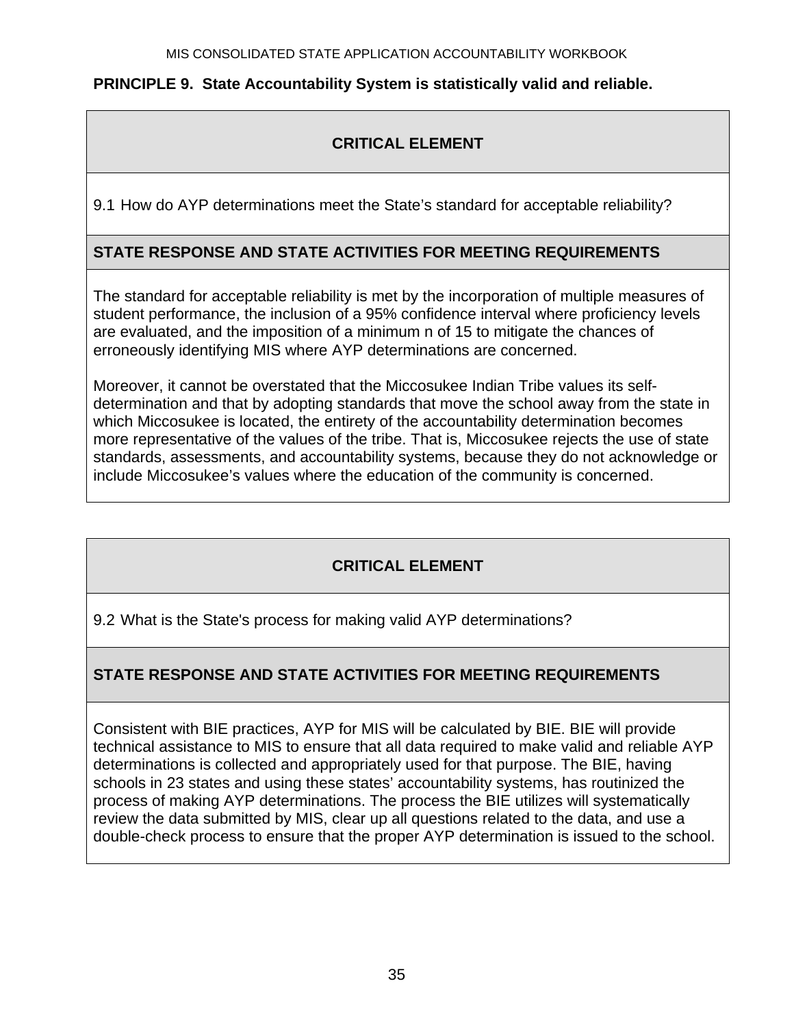**PRINCIPLE 9. State Accountability System is statistically valid and reliable.**

| CRITICAL ELEMENT |
|---|
| 9.1 How do AYP determinations meet the State's standard for acceptable reliability? |
| **STATE RESPONSE AND STATE ACTIVITIES FOR MEETING REQUIREMENTS** |
| The standard for acceptable reliability is met by the incorporation of multiple measures of student performance, the inclusion of a 95% confidence interval where proficiency levels are evaluated, and the imposition of a minimum n of 15 to mitigate the chances of erroneously identifying MIS where AYP determinations are concerned.<br><br>Moreover, it cannot be overstated that the Miccosukee Indian Tribe values its self-determination and that by adopting standards that move the school away from the state in which Miccosukee is located, the entirety of the accountability determination becomes more representative of the values of the tribe. That is, Miccosukee rejects the use of state standards, assessments, and accountability systems, because they do not acknowledge or include Miccosukee's values where the education of the community is concerned. |

| CRITICAL ELEMENT |
|---|
| 9.2 What is the State's process for making valid AYP determinations? |
| **STATE RESPONSE AND STATE ACTIVITIES FOR MEETING REQUIREMENTS** |
| Consistent with BIE practices, AYP for MIS will be calculated by BIE. BIE will provide technical assistance to MIS to ensure that all data required to make valid and reliable AYP determinations is collected and appropriately used for that purpose. The BIE, having schools in 23 states and using these states' accountability systems, has routinized the process of making AYP determinations. The process the BIE utilizes will systematically review the data submitted by MIS, clear up all questions related to the data, and use a double-check process to ensure that the proper AYP determination is issued to the school. |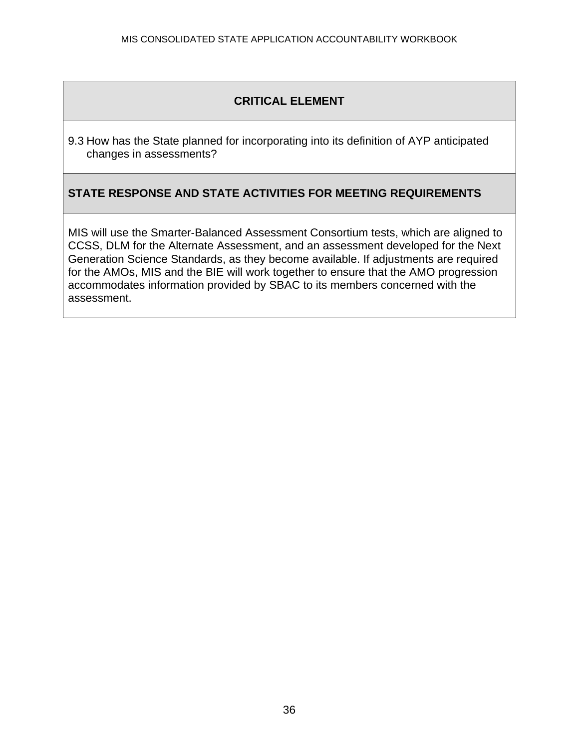| **CRITICAL ELEMENT** |
| --- |
| 9.3 How has the State planned for incorporating into its definition of AYP anticipated changes in assessments? |
| **STATE RESPONSE AND STATE ACTIVITIES FOR MEETING REQUIREMENTS** |
| MIS will use the Smarter-Balanced Assessment Consortium tests, which are aligned to CCSS, DLM for the Alternate Assessment, and an assessment developed for the Next Generation Science Standards, as they become available. If adjustments are required for the AMOs, MIS and the BIE will work together to ensure that the AMO progression accommodates information provided by SBAC to its members concerned with the assessment. |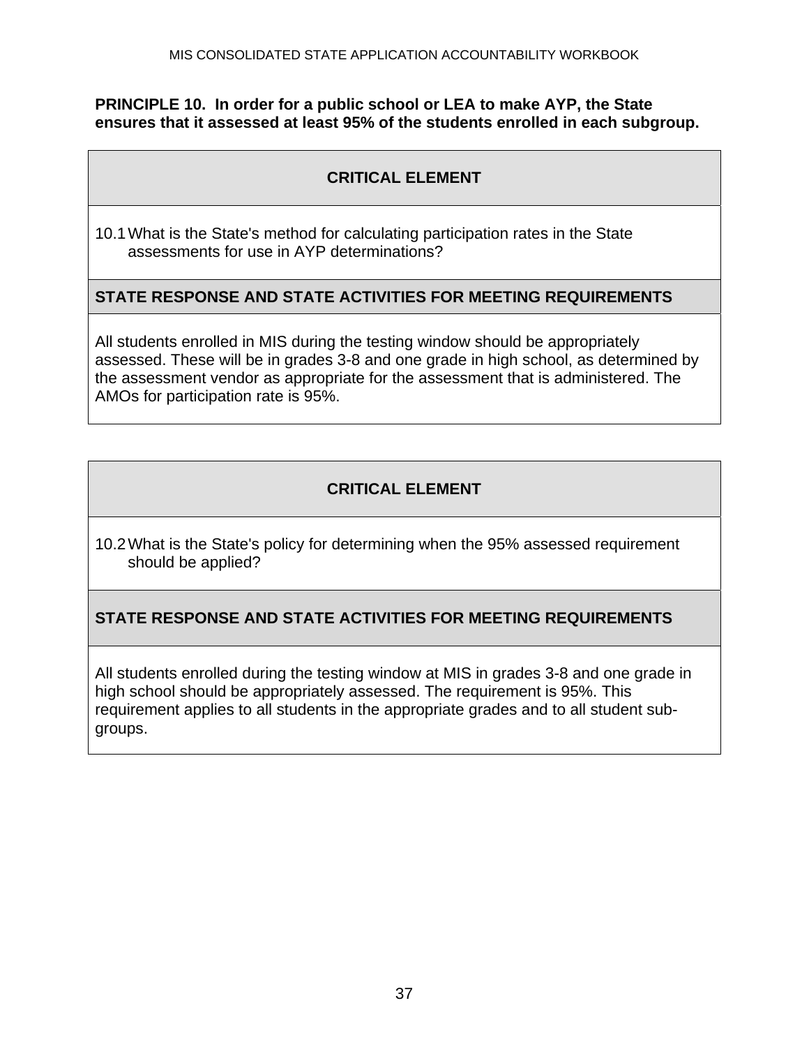**PRINCIPLE 10. In order for a public school or LEA to make AYP, the State ensures that it assessed at least 95% of the students enrolled in each subgroup.**

| CRITICAL ELEMENT |
|---|
| 10.1 What is the State's method for calculating participation rates in the State assessments for use in AYP determinations? |
| **STATE RESPONSE AND STATE ACTIVITIES FOR MEETING REQUIREMENTS** |
| All students enrolled in MIS during the testing window should be appropriately assessed. These will be in grades 3-8 and one grade in high school, as determined by the assessment vendor as appropriate for the assessment that is administered. The AMOs for participation rate is 95%. |

| CRITICAL ELEMENT |
|---|
| 10.2 What is the State's policy for determining when the 95% assessed requirement should be applied? |
| **STATE RESPONSE AND STATE ACTIVITIES FOR MEETING REQUIREMENTS** |
| All students enrolled during the testing window at MIS in grades 3-8 and one grade in high school should be appropriately assessed. The requirement is 95%. This requirement applies to all students in the appropriate grades and to all student sub-groups. |